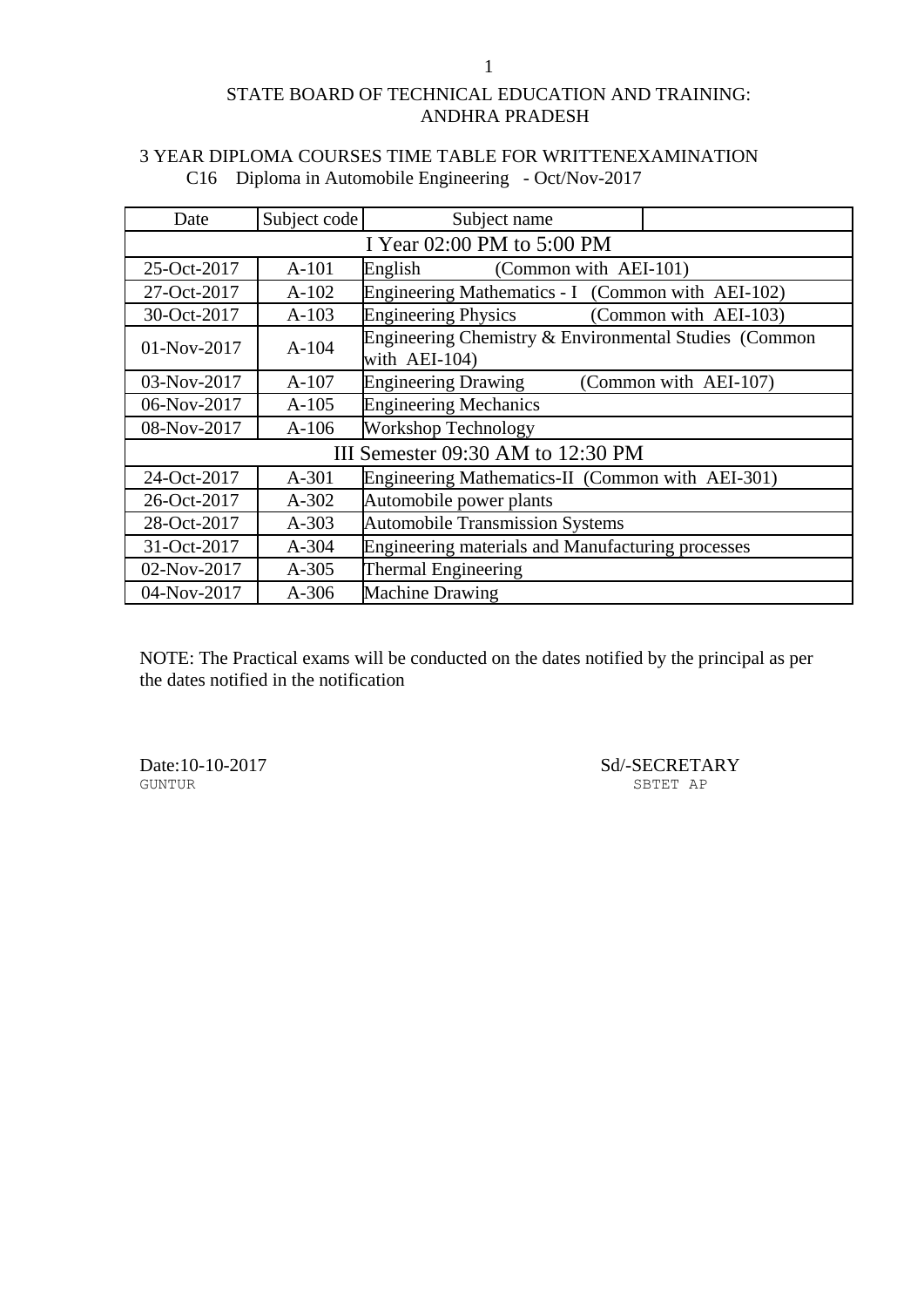# STATE BOARD OF TECHNICAL EDUCATION AND TRAINING: ANDHRA PRADESH

## 3 YEAR DIPLOMA COURSES TIME TABLE FOR WRITTENEXAMINATION

### C16 Diploma in Automobile Engineering - Oct/Nov-2017

| Date | Subject code | Subject name |
|---|---|---|
| I Year 02:00 PM to 5:00 PM | | |
| 25-Oct-2017 | A-101 | English (Common with AEI-101) |
| 27-Oct-2017 | A-102 | Engineering Mathematics - I (Common with AEI-102) |
| 30-Oct-2017 | A-103 | Engineering Physics (Common with AEI-103) |
| 01-Nov-2017 | A-104 | Engineering Chemistry & Environmental Studies (Common with AEI-104) |
| 03-Nov-2017 | A-107 | Engineering Drawing (Common with AEI-107) |
| 06-Nov-2017 | A-105 | Engineering Mechanics |
| 08-Nov-2017 | A-106 | Workshop Technology |
| III Semester 09:30 AM to 12:30 PM | | |
| 24-Oct-2017 | A-301 | Engineering Mathematics-II (Common with AEI-301) |
| 26-Oct-2017 | A-302 | Automobile power plants |
| 28-Oct-2017 | A-303 | Automobile Transmission Systems |
| 31-Oct-2017 | A-304 | Engineering materials and Manufacturing processes |
| 02-Nov-2017 | A-305 | Thermal Engineering |
| 04-Nov-2017 | A-306 | Machine Drawing |

NOTE: The Practical exams will be conducted on the dates notified by the principal as per the dates notified in the notification

Date:10-10-2017
GUNTUR

Sd/-SECRETARY
SBTET AP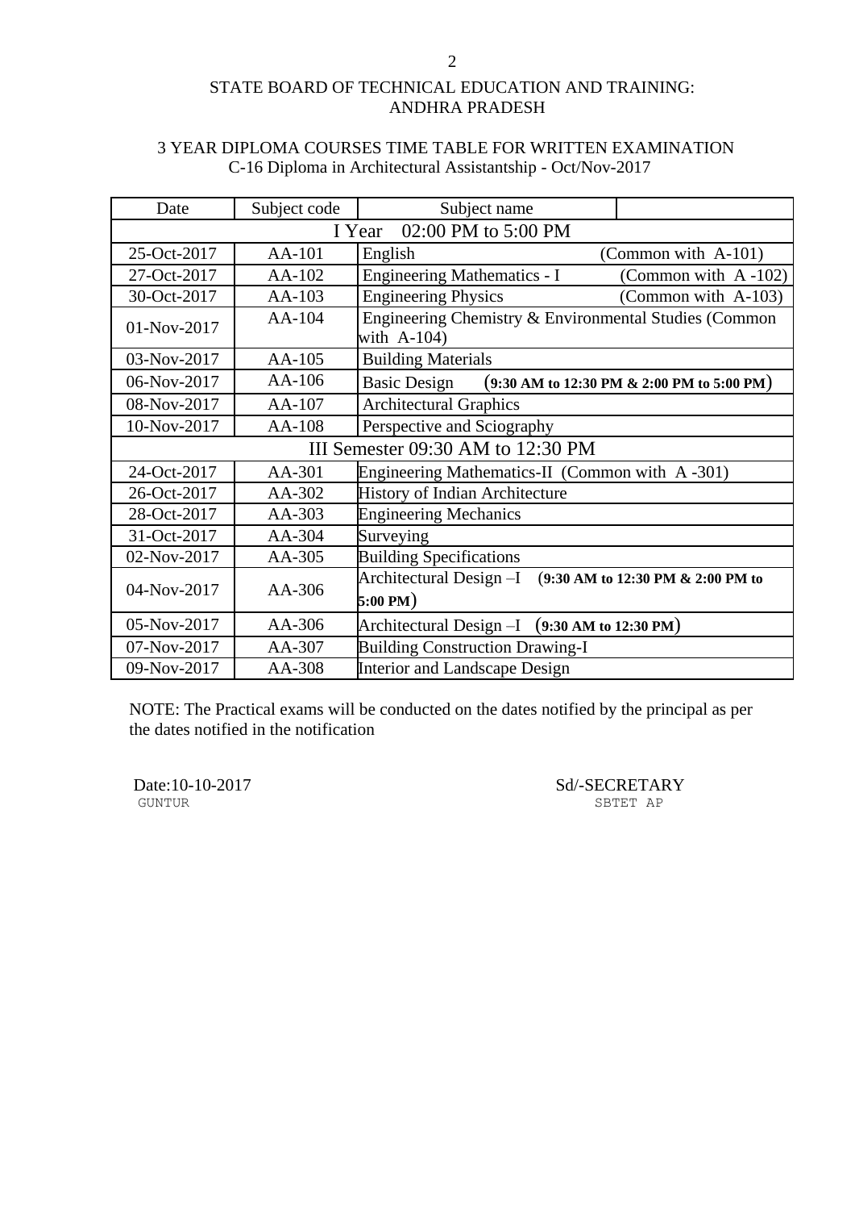STATE BOARD OF TECHNICAL EDUCATION AND TRAINING: ANDHRA PRADESH

3 YEAR DIPLOMA COURSES TIME TABLE FOR WRITTEN EXAMINATION
C-16 Diploma in Architectural Assistantship - Oct/Nov-2017

| Date | Subject code | Subject name | |
|---|---|---|---|
| I Year 02:00 PM to 5:00 PM | | | |
| 25-Oct-2017 | AA-101 | English | (Common with A-101) |
| 27-Oct-2017 | AA-102 | Engineering Mathematics - I | (Common with A -102) |
| 30-Oct-2017 | AA-103 | Engineering Physics | (Common with A-103) |
| 01-Nov-2017 | AA-104 | Engineering Chemistry & Environmental Studies (Common with A-104) | |
| 03-Nov-2017 | AA-105 | Building Materials | |
| 06-Nov-2017 | AA-106 | Basic Design **(9:30 AM to 12:30 PM & 2:00 PM to 5:00 PM)** | |
| 08-Nov-2017 | AA-107 | Architectural Graphics | |
| 10-Nov-2017 | AA-108 | Perspective and Sciography | |
| III Semester 09:30 AM to 12:30 PM | | | |
| 24-Oct-2017 | AA-301 | Engineering Mathematics-II (Common with A -301) | |
| 26-Oct-2017 | AA-302 | History of Indian Architecture | |
| 28-Oct-2017 | AA-303 | Engineering Mechanics | |
| 31-Oct-2017 | AA-304 | Surveying | |
| 02-Nov-2017 | AA-305 | Building Specifications | |
| 04-Nov-2017 | AA-306 | Architectural Design –I **(9:30 AM to 12:30 PM & 2:00 PM to 5:00 PM)** | |
| 05-Nov-2017 | AA-306 | Architectural Design –I **(9:30 AM to 12:30 PM)** | |
| 07-Nov-2017 | AA-307 | Building Construction Drawing-I | |
| 09-Nov-2017 | AA-308 | Interior and Landscape Design | |

NOTE: The Practical exams will be conducted on the dates notified by the principal as per the dates notified in the notification

Date:10-10-2017
GUNTUR

Sd/-SECRETARY
SBTET AP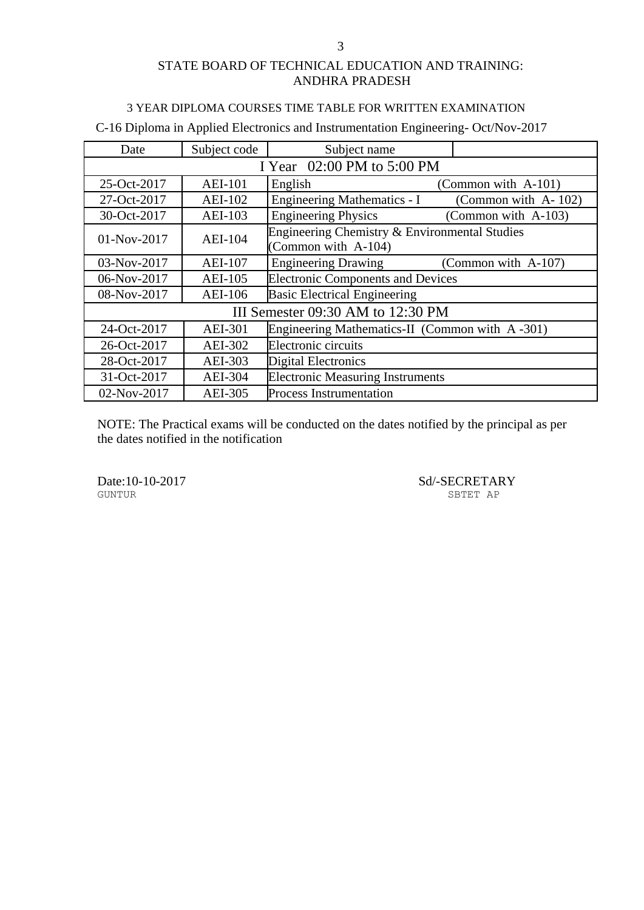STATE BOARD OF TECHNICAL EDUCATION AND TRAINING: ANDHRA PRADESH

3 YEAR DIPLOMA COURSES TIME TABLE FOR WRITTEN EXAMINATION

C-16 Diploma in Applied Electronics and Instrumentation Engineering- Oct/Nov-2017

| Date | Subject code | Subject name | |
|---|---|---|---|
| I Year 02:00 PM to 5:00 PM | | | |
| 25-Oct-2017 | AEI-101 | English | (Common with A-101) |
| 27-Oct-2017 | AEI-102 | Engineering Mathematics - I | (Common with A- 102) |
| 30-Oct-2017 | AEI-103 | Engineering Physics | (Common with A-103) |
| 01-Nov-2017 | AEI-104 | Engineering Chemistry & Environmental Studies (Common with A-104) | |
| 03-Nov-2017 | AEI-107 | Engineering Drawing | (Common with A-107) |
| 06-Nov-2017 | AEI-105 | Electronic Components and Devices | |
| 08-Nov-2017 | AEI-106 | Basic Electrical Engineering | |
| III Semester 09:30 AM to 12:30 PM | | | |
| 24-Oct-2017 | AEI-301 | Engineering Mathematics-II (Common with A -301) | |
| 26-Oct-2017 | AEI-302 | Electronic circuits | |
| 28-Oct-2017 | AEI-303 | Digital Electronics | |
| 31-Oct-2017 | AEI-304 | Electronic Measuring Instruments | |
| 02-Nov-2017 | AEI-305 | Process Instrumentation | |

NOTE: The Practical exams will be conducted on the dates notified by the principal as per the dates notified in the notification

Date:10-10-2017
GUNTUR

Sd/-SECRETARY
SBTET AP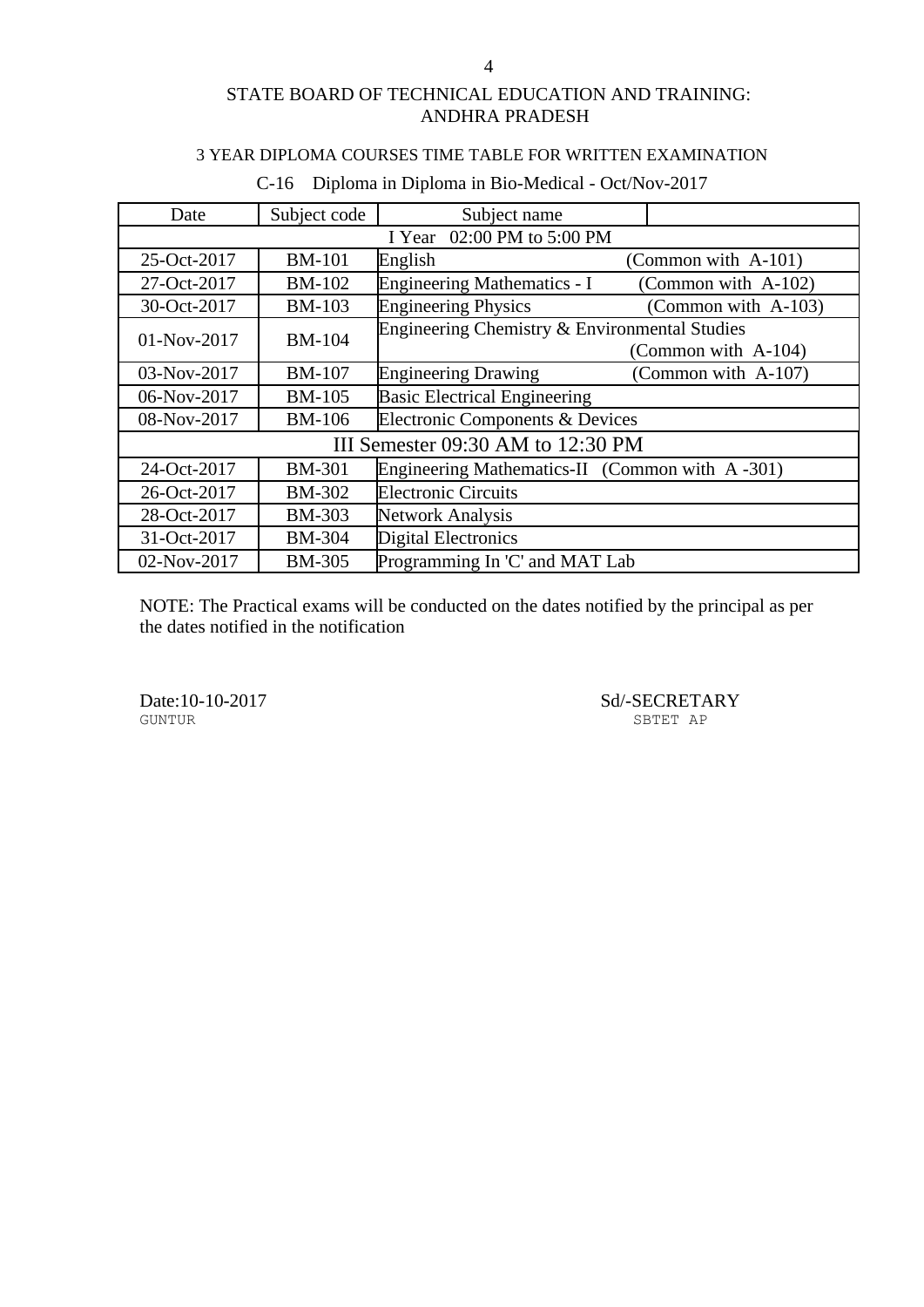STATE BOARD OF TECHNICAL EDUCATION AND TRAINING: ANDHRA PRADESH

3 YEAR DIPLOMA COURSES TIME TABLE FOR WRITTEN EXAMINATION

C-16 Diploma in Diploma in Bio-Medical - Oct/Nov-2017

| Date | Subject code | Subject name | |
|---|---|---|---|
| I Year 02:00 PM to 5:00 PM | | | |
| 25-Oct-2017 | BM-101 | English | (Common with A-101) |
| 27-Oct-2017 | BM-102 | Engineering Mathematics - I | (Common with A-102) |
| 30-Oct-2017 | BM-103 | Engineering Physics | (Common with A-103) |
| 01-Nov-2017 | BM-104 | Engineering Chemistry & Environmental Studies | (Common with A-104) |
| 03-Nov-2017 | BM-107 | Engineering Drawing | (Common with A-107) |
| 06-Nov-2017 | BM-105 | Basic Electrical Engineering | |
| 08-Nov-2017 | BM-106 | Electronic Components & Devices | |
| III Semester 09:30 AM to 12:30 PM | | | |
| 24-Oct-2017 | BM-301 | Engineering Mathematics-II (Common with A -301) | |
| 26-Oct-2017 | BM-302 | Electronic Circuits | |
| 28-Oct-2017 | BM-303 | Network Analysis | |
| 31-Oct-2017 | BM-304 | Digital Electronics | |
| 02-Nov-2017 | BM-305 | Programming In 'C' and MAT Lab | |

NOTE: The Practical exams will be conducted on the dates notified by the principal as per the dates notified in the notification

Date:10-10-2017
GUNTUR

Sd/-SECRETARY
SBTET AP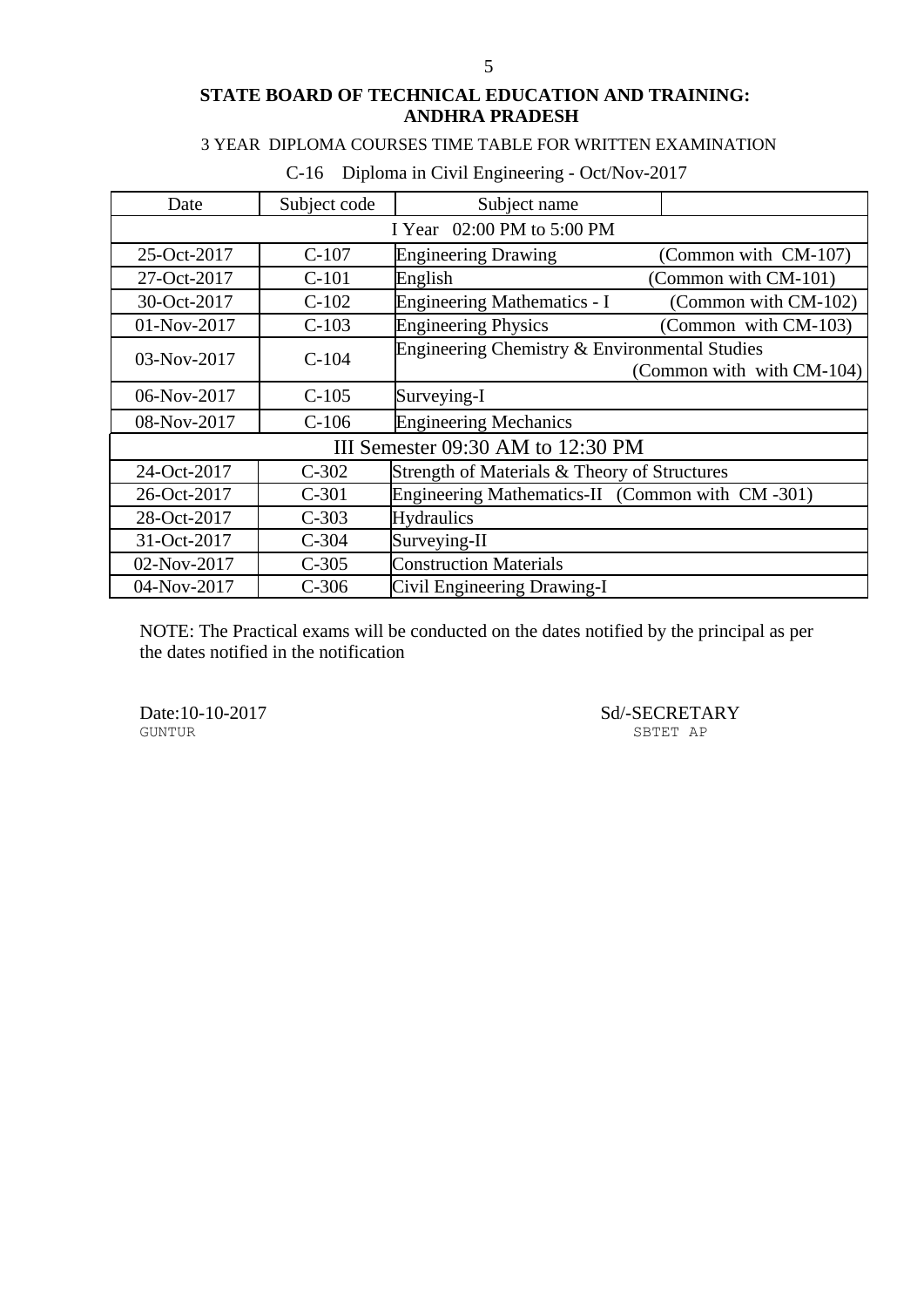## STATE BOARD OF TECHNICAL EDUCATION AND TRAINING: ANDHRA PRADESH

3 YEAR DIPLOMA COURSES TIME TABLE FOR WRITTEN EXAMINATION

C-16 Diploma in Civil Engineering - Oct/Nov-2017

| Date | Subject code | Subject name | |
|---|---|---|---|
| I Year 02:00 PM to 5:00 PM | | | |
| 25-Oct-2017 | C-107 | Engineering Drawing | (Common with CM-107) |
| 27-Oct-2017 | C-101 | English | (Common with CM-101) |
| 30-Oct-2017 | C-102 | Engineering Mathematics - I | (Common with CM-102) |
| 01-Nov-2017 | C-103 | Engineering Physics | (Common with CM-103) |
| 03-Nov-2017 | C-104 | Engineering Chemistry & Environmental Studies | (Common with with CM-104) |
| 06-Nov-2017 | C-105 | Surveying-I | |
| 08-Nov-2017 | C-106 | Engineering Mechanics | |
| III Semester 09:30 AM to 12:30 PM | | | |
| 24-Oct-2017 | C-302 | Strength of Materials & Theory of Structures | |
| 26-Oct-2017 | C-301 | Engineering Mathematics-II (Common with CM -301) | |
| 28-Oct-2017 | C-303 | Hydraulics | |
| 31-Oct-2017 | C-304 | Surveying-II | |
| 02-Nov-2017 | C-305 | Construction Materials | |
| 04-Nov-2017 | C-306 | Civil Engineering Drawing-I | |

NOTE: The Practical exams will be conducted on the dates notified by the principal as per the dates notified in the notification

Date:10-10-2017
GUNTUR

Sd/-SECRETARY
SBTET AP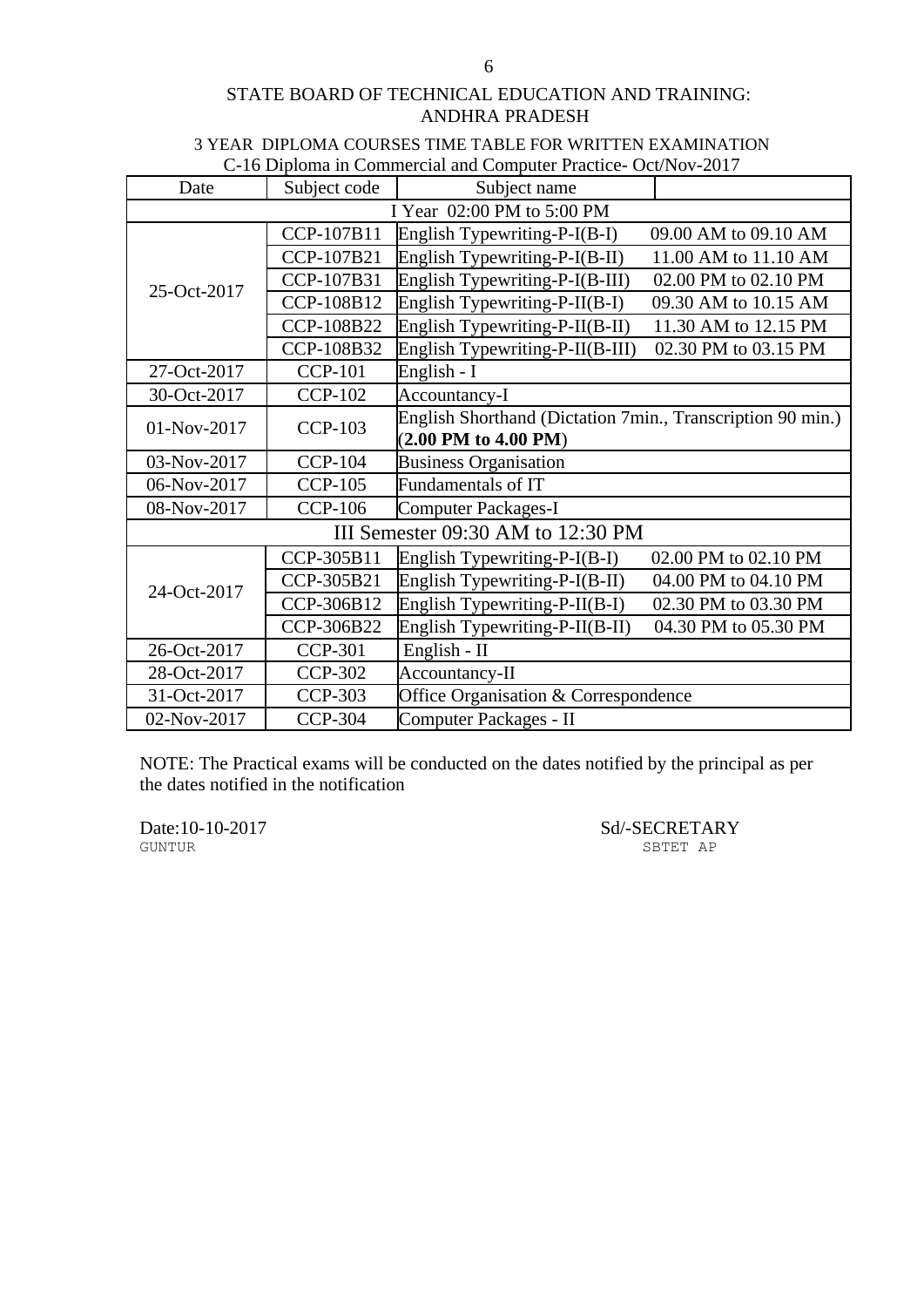STATE BOARD OF TECHNICAL EDUCATION AND TRAINING:
ANDHRA PRADESH

3 YEAR DIPLOMA COURSES TIME TABLE FOR WRITTEN EXAMINATION
C-16 Diploma in Commercial and Computer Practice- Oct/Nov-2017

| Date | Subject code | Subject name | |
|---|---|---|---|
| I Year 02:00 PM to 5:00 PM | | | |
| 25-Oct-2017 | CCP-107B11 | English Typewriting-P-I(B-I) | 09.00 AM to 09.10 AM |
| | CCP-107B21 | English Typewriting-P-I(B-II) | 11.00 AM to 11.10 AM |
| | CCP-107B31 | English Typewriting-P-I(B-III) | 02.00 PM to 02.10 PM |
| | CCP-108B12 | English Typewriting-P-II(B-I) | 09.30 AM to 10.15 AM |
| | CCP-108B22 | English Typewriting-P-II(B-II) | 11.30 AM to 12.15 PM |
| | CCP-108B32 | English Typewriting-P-II(B-III) | 02.30 PM to 03.15 PM |
| 27-Oct-2017 | CCP-101 | English - I | |
| 30-Oct-2017 | CCP-102 | Accountancy-I | |
| 01-Nov-2017 | CCP-103 | English Shorthand (Dictation 7min., Transcription 90 min.) (**2.00 PM to 4.00 PM**) | |
| 03-Nov-2017 | CCP-104 | Business Organisation | |
| 06-Nov-2017 | CCP-105 | Fundamentals of IT | |
| 08-Nov-2017 | CCP-106 | Computer Packages-I | |
| III Semester 09:30 AM to 12:30 PM | | | |
| 24-Oct-2017 | CCP-305B11 | English Typewriting-P-I(B-I) | 02.00 PM to 02.10 PM |
| | CCP-305B21 | English Typewriting-P-I(B-II) | 04.00 PM to 04.10 PM |
| | CCP-306B12 | English Typewriting-P-II(B-I) | 02.30 PM to 03.30 PM |
| | CCP-306B22 | English Typewriting-P-II(B-II) | 04.30 PM to 05.30 PM |
| 26-Oct-2017 | CCP-301 | English - II | |
| 28-Oct-2017 | CCP-302 | Accountancy-II | |
| 31-Oct-2017 | CCP-303 | Office Organisation & Correspondence | |
| 02-Nov-2017 | CCP-304 | Computer Packages - II | |

NOTE: The Practical exams will be conducted on the dates notified by the principal as per the dates notified in the notification

Date:10-10-2017
GUNTUR

Sd/-SECRETARY
SBTET AP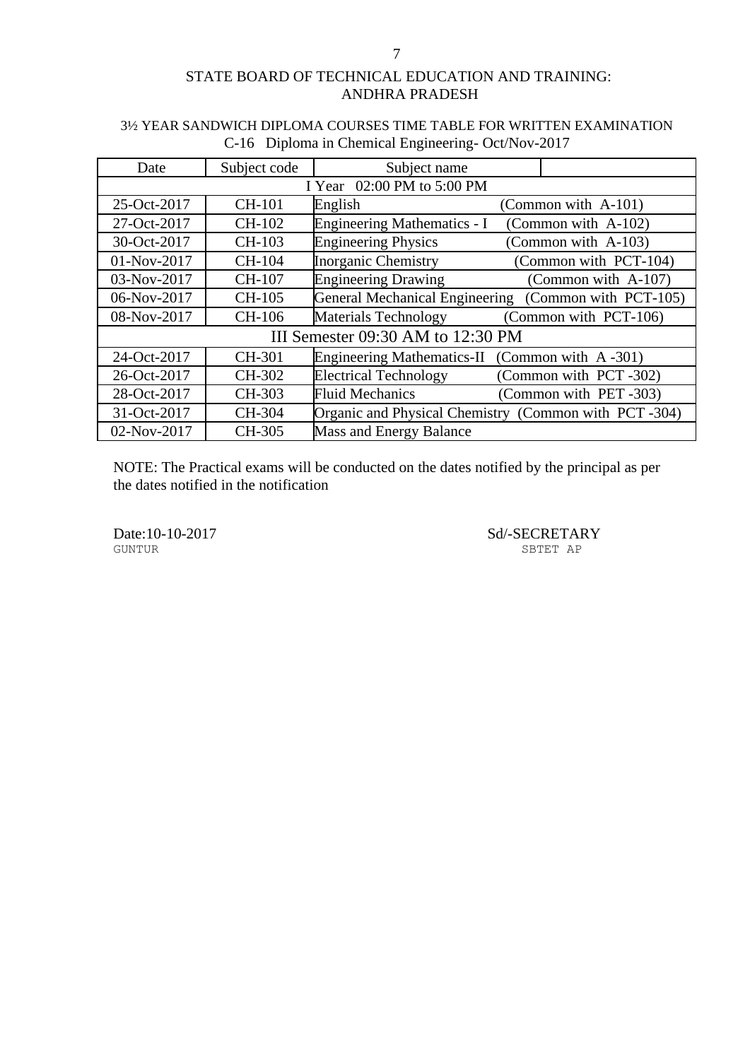STATE BOARD OF TECHNICAL EDUCATION AND TRAINING: ANDHRA PRADESH

3½ YEAR SANDWICH DIPLOMA COURSES TIME TABLE FOR WRITTEN EXAMINATION
C-16 Diploma in Chemical Engineering- Oct/Nov-2017

| Date | Subject code | Subject name | |
|---|---|---|---|
| I Year 02:00 PM to 5:00 PM | | | |
| 25-Oct-2017 | CH-101 | English | (Common with A-101) |
| 27-Oct-2017 | CH-102 | Engineering Mathematics - I | (Common with A-102) |
| 30-Oct-2017 | CH-103 | Engineering Physics | (Common with A-103) |
| 01-Nov-2017 | CH-104 | Inorganic Chemistry | (Common with PCT-104) |
| 03-Nov-2017 | CH-107 | Engineering Drawing | (Common with A-107) |
| 06-Nov-2017 | CH-105 | General Mechanical Engineering | (Common with PCT-105) |
| 08-Nov-2017 | CH-106 | Materials Technology | (Common with PCT-106) |
| III Semester 09:30 AM to 12:30 PM | | | |
| 24-Oct-2017 | CH-301 | Engineering Mathematics-II | (Common with A -301) |
| 26-Oct-2017 | CH-302 | Electrical Technology | (Common with PCT -302) |
| 28-Oct-2017 | CH-303 | Fluid Mechanics | (Common with PET -303) |
| 31-Oct-2017 | CH-304 | Organic and Physical Chemistry | (Common with PCT -304) |
| 02-Nov-2017 | CH-305 | Mass and Energy Balance | |

NOTE: The Practical exams will be conducted on the dates notified by the principal as per the dates notified in the notification

Date:10-10-2017
GUNTUR

Sd/-SECRETARY
SBTET AP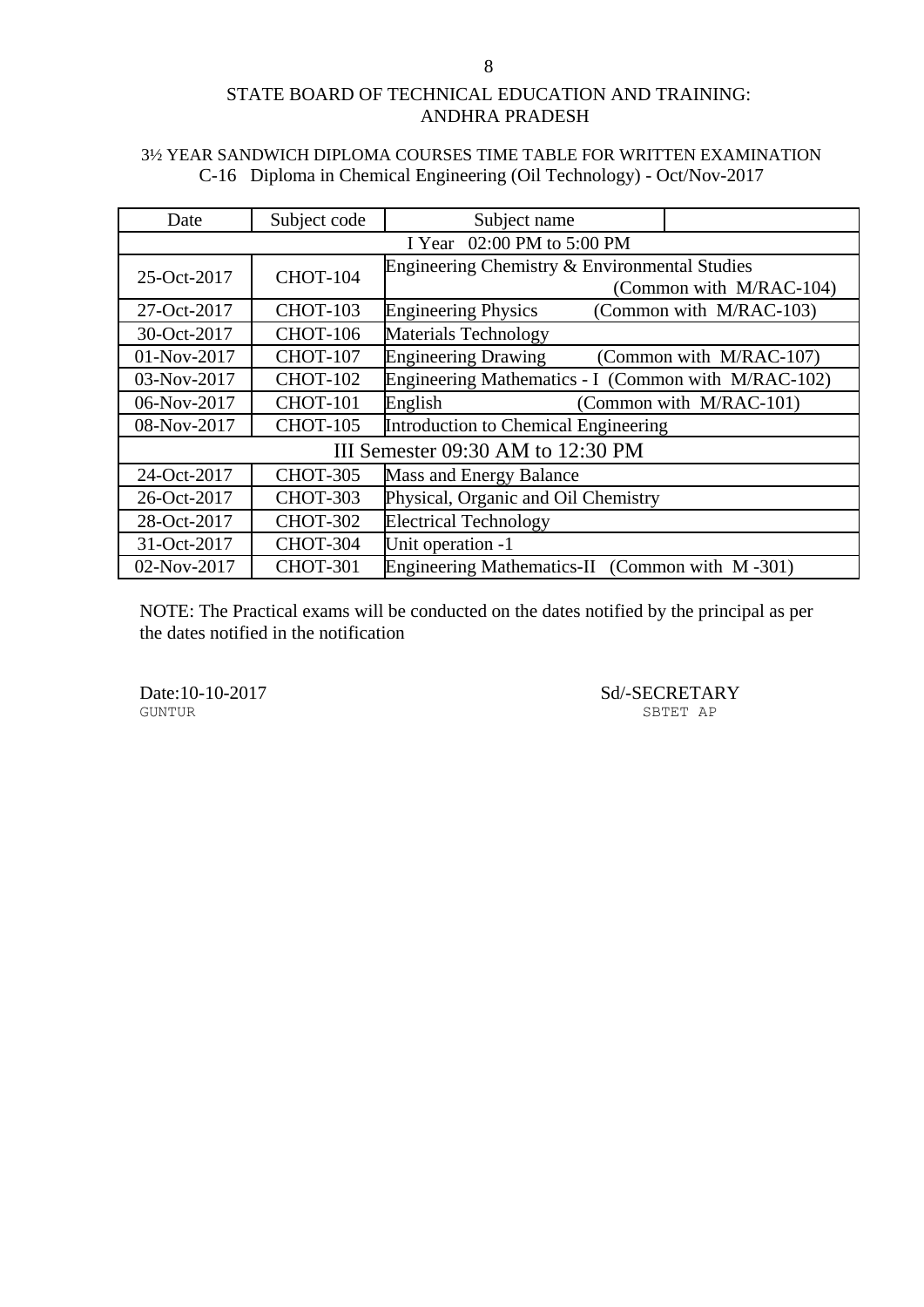# STATE BOARD OF TECHNICAL EDUCATION AND TRAINING: ANDHRA PRADESH

## 3½ YEAR SANDWICH DIPLOMA COURSES TIME TABLE FOR WRITTEN EXAMINATION

### C-16 Diploma in Chemical Engineering (Oil Technology) - Oct/Nov-2017

| Date | Subject code | Subject name | |
|---|---|---|---|
| I Year 02:00 PM to 5:00 PM | | | |
| 25-Oct-2017 | CHOT-104 | Engineering Chemistry & Environmental Studies | (Common with M/RAC-104) |
| 27-Oct-2017 | CHOT-103 | Engineering Physics | (Common with M/RAC-103) |
| 30-Oct-2017 | CHOT-106 | Materials Technology | |
| 01-Nov-2017 | CHOT-107 | Engineering Drawing | (Common with M/RAC-107) |
| 03-Nov-2017 | CHOT-102 | Engineering Mathematics - I | (Common with M/RAC-102) |
| 06-Nov-2017 | CHOT-101 | English | (Common with M/RAC-101) |
| 08-Nov-2017 | CHOT-105 | Introduction to Chemical Engineering | |
| III Semester 09:30 AM to 12:30 PM | | | |
| 24-Oct-2017 | CHOT-305 | Mass and Energy Balance | |
| 26-Oct-2017 | CHOT-303 | Physical, Organic and Oil Chemistry | |
| 28-Oct-2017 | CHOT-302 | Electrical Technology | |
| 31-Oct-2017 | CHOT-304 | Unit operation -1 | |
| 02-Nov-2017 | CHOT-301 | Engineering Mathematics-II | (Common with M -301) |

NOTE: The Practical exams will be conducted on the dates notified by the principal as per the dates notified in the notification

Date:10-10-2017
GUNTUR

Sd/-SECRETARY
SBTET AP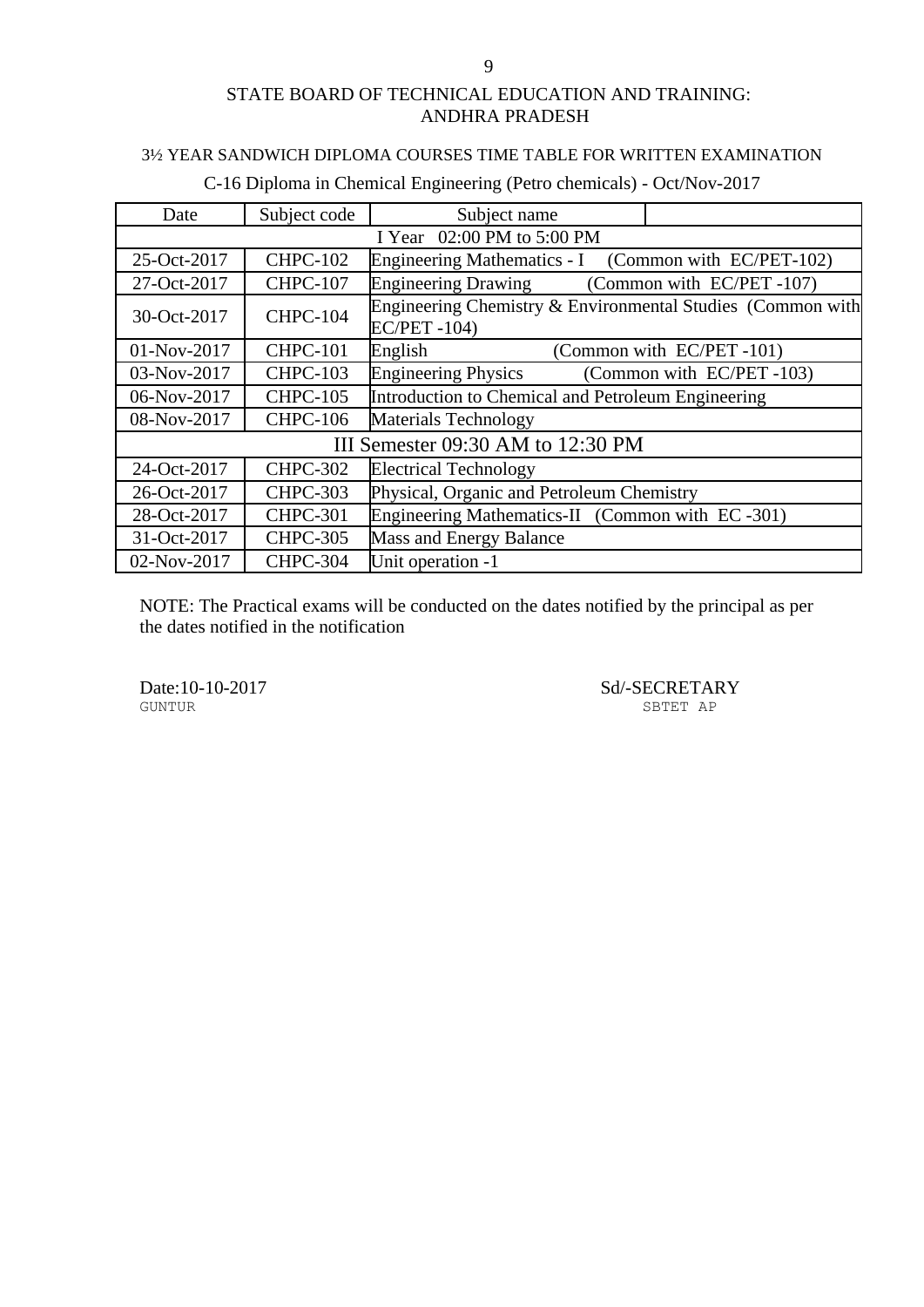STATE BOARD OF TECHNICAL EDUCATION AND TRAINING: ANDHRA PRADESH

3½ YEAR SANDWICH DIPLOMA COURSES TIME TABLE FOR WRITTEN EXAMINATION

C-16 Diploma in Chemical Engineering (Petro chemicals) - Oct/Nov-2017

| Date | Subject code | Subject name | |
|---|---|---|---|
| I Year 02:00 PM to 5:00 PM | | | |
| 25-Oct-2017 | CHPC-102 | Engineering Mathematics - I | (Common with EC/PET-102) |
| 27-Oct-2017 | CHPC-107 | Engineering Drawing | (Common with EC/PET -107) |
| 30-Oct-2017 | CHPC-104 | Engineering Chemistry & Environmental Studies (Common with EC/PET -104) | |
| 01-Nov-2017 | CHPC-101 | English | (Common with EC/PET -101) |
| 03-Nov-2017 | CHPC-103 | Engineering Physics | (Common with EC/PET -103) |
| 06-Nov-2017 | CHPC-105 | Introduction to Chemical and Petroleum Engineering | |
| 08-Nov-2017 | CHPC-106 | Materials Technology | |
| III Semester 09:30 AM to 12:30 PM | | | |
| 24-Oct-2017 | CHPC-302 | Electrical Technology | |
| 26-Oct-2017 | CHPC-303 | Physical, Organic and Petroleum Chemistry | |
| 28-Oct-2017 | CHPC-301 | Engineering Mathematics-II (Common with EC -301) | |
| 31-Oct-2017 | CHPC-305 | Mass and Energy Balance | |
| 02-Nov-2017 | CHPC-304 | Unit operation -1 | |

NOTE: The Practical exams will be conducted on the dates notified by the principal as per the dates notified in the notification

Date:10-10-2017
GUNTUR

Sd/-SECRETARY
SBTET AP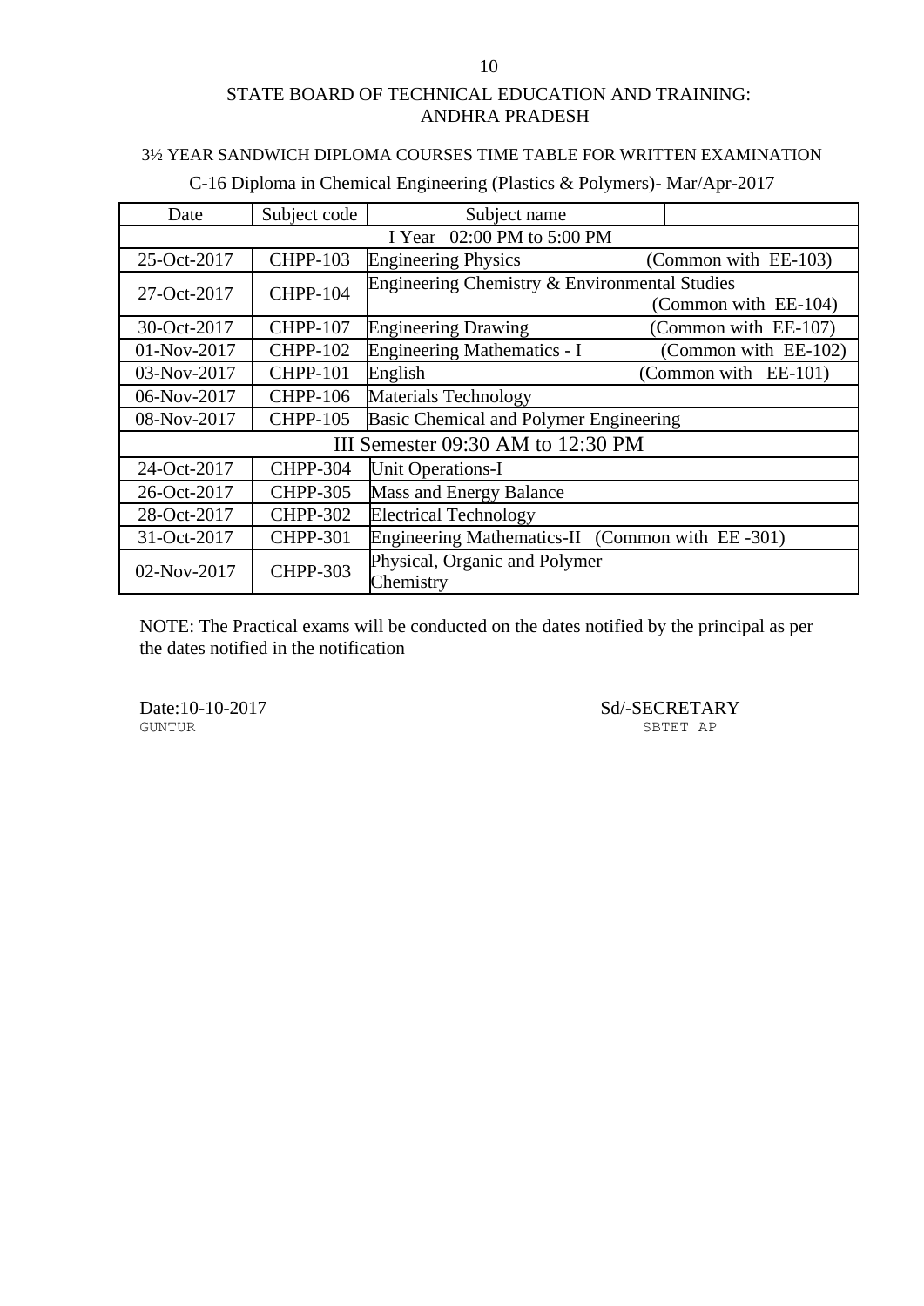STATE BOARD OF TECHNICAL EDUCATION AND TRAINING: ANDHRA PRADESH

3½ YEAR SANDWICH DIPLOMA COURSES TIME TABLE FOR WRITTEN EXAMINATION

C-16 Diploma in Chemical Engineering (Plastics & Polymers)- Mar/Apr-2017

| Date | Subject code | Subject name | |
|---|---|---|---|
| I Year 02:00 PM to 5:00 PM | | | |
| 25-Oct-2017 | CHPP-103 | Engineering Physics | (Common with EE-103) |
| 27-Oct-2017 | CHPP-104 | Engineering Chemistry & Environmental Studies | (Common with EE-104) |
| 30-Oct-2017 | CHPP-107 | Engineering Drawing | (Common with EE-107) |
| 01-Nov-2017 | CHPP-102 | Engineering Mathematics - I | (Common with EE-102) |
| 03-Nov-2017 | CHPP-101 | English | (Common with EE-101) |
| 06-Nov-2017 | CHPP-106 | Materials Technology | |
| 08-Nov-2017 | CHPP-105 | Basic Chemical and Polymer Engineering | |
| III Semester 09:30 AM to 12:30 PM | | | |
| 24-Oct-2017 | CHPP-304 | Unit Operations-I | |
| 26-Oct-2017 | CHPP-305 | Mass and Energy Balance | |
| 28-Oct-2017 | CHPP-302 | Electrical Technology | |
| 31-Oct-2017 | CHPP-301 | Engineering Mathematics-II (Common with EE -301) | |
| 02-Nov-2017 | CHPP-303 | Physical, Organic and Polymer Chemistry | |

NOTE: The Practical exams will be conducted on the dates notified by the principal as per the dates notified in the notification

Date:10-10-2017
GUNTUR

Sd/-SECRETARY
SBTET AP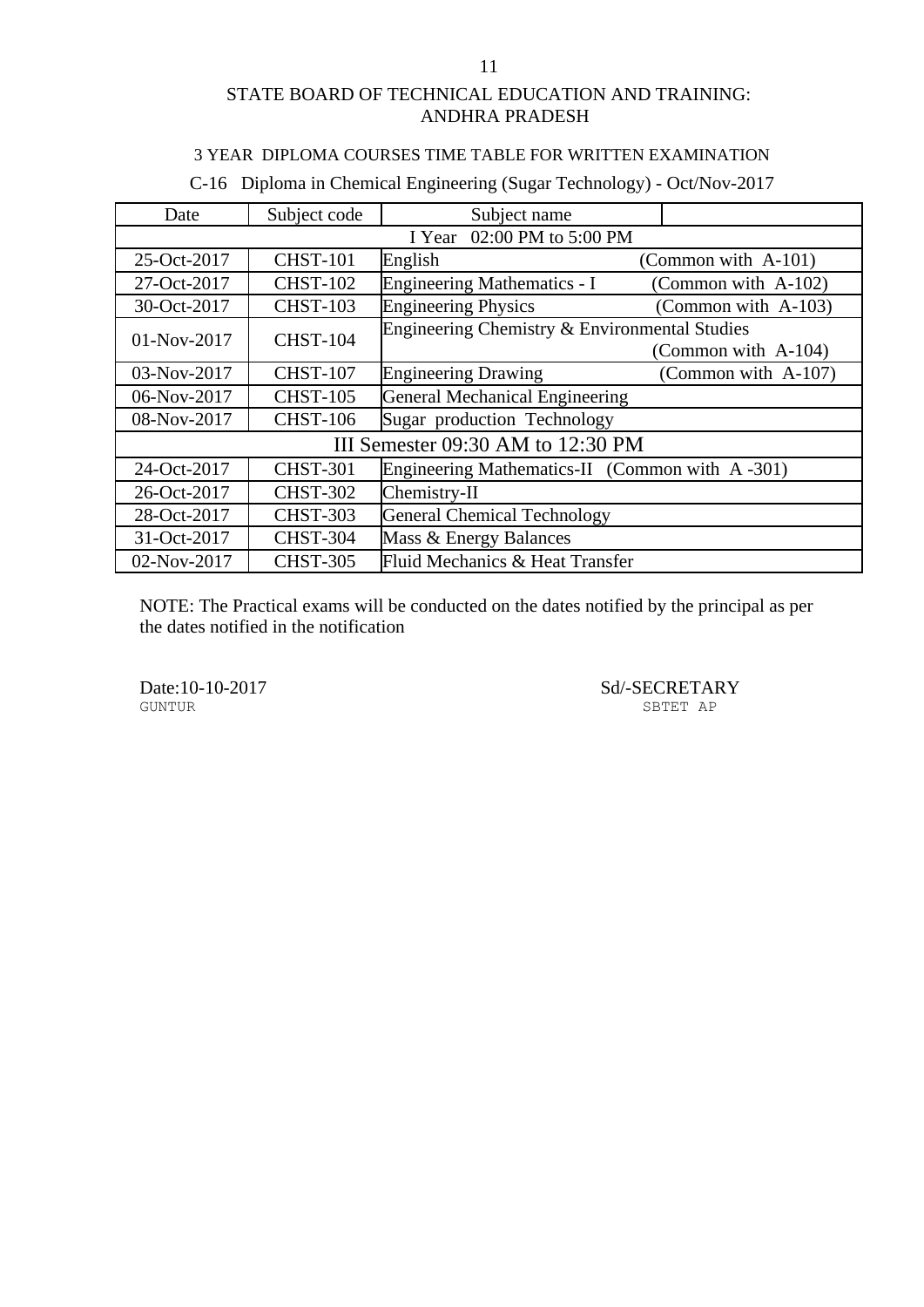# STATE BOARD OF TECHNICAL EDUCATION AND TRAINING: ANDHRA PRADESH

## 3 YEAR DIPLOMA COURSES TIME TABLE FOR WRITTEN EXAMINATION

### C-16 Diploma in Chemical Engineering (Sugar Technology) - Oct/Nov-2017

| Date | Subject code | Subject name | |
|---|---|---|---|
| I Year 02:00 PM to 5:00 PM | | | |
| 25-Oct-2017 | CHST-101 | English | (Common with A-101) |
| 27-Oct-2017 | CHST-102 | Engineering Mathematics - I | (Common with A-102) |
| 30-Oct-2017 | CHST-103 | Engineering Physics | (Common with A-103) |
| 01-Nov-2017 | CHST-104 | Engineering Chemistry & Environmental Studies | (Common with A-104) |
| 03-Nov-2017 | CHST-107 | Engineering Drawing | (Common with A-107) |
| 06-Nov-2017 | CHST-105 | General Mechanical Engineering | |
| 08-Nov-2017 | CHST-106 | Sugar production Technology | |
| III Semester 09:30 AM to 12:30 PM | | | |
| 24-Oct-2017 | CHST-301 | Engineering Mathematics-II (Common with A -301) | |
| 26-Oct-2017 | CHST-302 | Chemistry-II | |
| 28-Oct-2017 | CHST-303 | General Chemical Technology | |
| 31-Oct-2017 | CHST-304 | Mass & Energy Balances | |
| 02-Nov-2017 | CHST-305 | Fluid Mechanics & Heat Transfer | |

NOTE: The Practical exams will be conducted on the dates notified by the principal as per the dates notified in the notification

Date:10-10-2017
GUNTUR

Sd/-SECRETARY
SBTET AP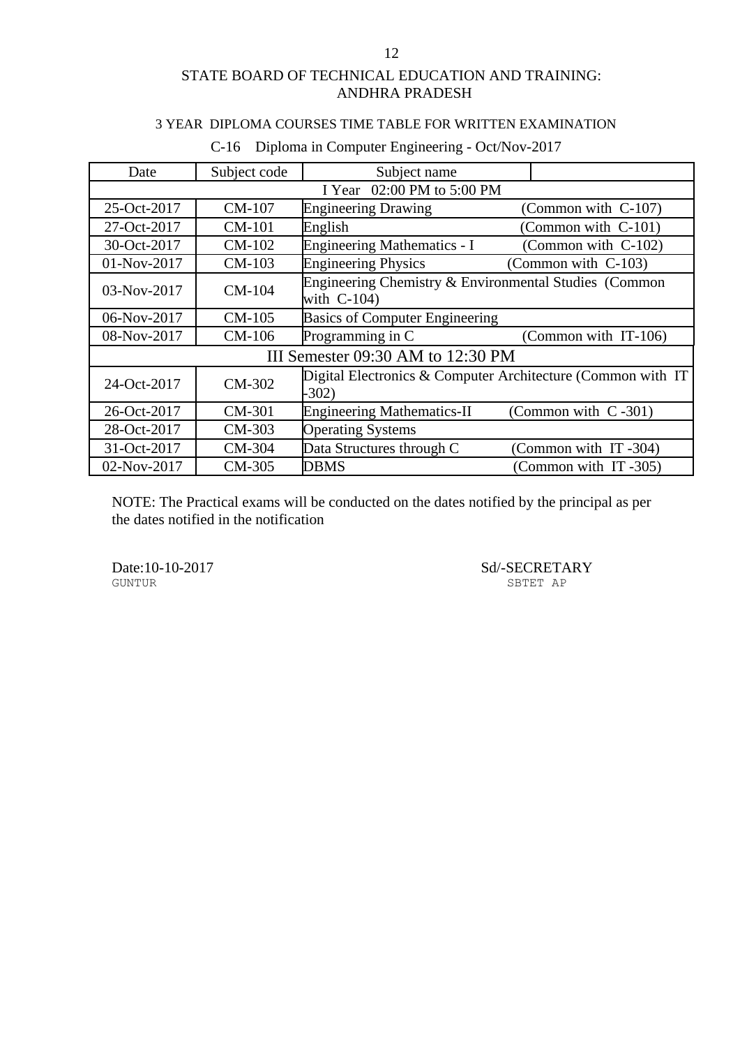# STATE BOARD OF TECHNICAL EDUCATION AND TRAINING: ANDHRA PRADESH

## 3 YEAR DIPLOMA COURSES TIME TABLE FOR WRITTEN EXAMINATION

### C-16 Diploma in Computer Engineering - Oct/Nov-2017

| Date | Subject code | Subject name | |
|---|---|---|---|
| I Year 02:00 PM to 5:00 PM | | | |
| 25-Oct-2017 | CM-107 | Engineering Drawing | (Common with C-107) |
| 27-Oct-2017 | CM-101 | English | (Common with C-101) |
| 30-Oct-2017 | CM-102 | Engineering Mathematics - I | (Common with C-102) |
| 01-Nov-2017 | CM-103 | Engineering Physics | (Common with C-103) |
| 03-Nov-2017 | CM-104 | Engineering Chemistry & Environmental Studies (Common with C-104) | |
| 06-Nov-2017 | CM-105 | Basics of Computer Engineering | |
| 08-Nov-2017 | CM-106 | Programming in C | (Common with IT-106) |
| III Semester 09:30 AM to 12:30 PM | | | |
| 24-Oct-2017 | CM-302 | Digital Electronics & Computer Architecture (Common with IT -302) | |
| 26-Oct-2017 | CM-301 | Engineering Mathematics-II | (Common with C -301) |
| 28-Oct-2017 | CM-303 | Operating Systems | |
| 31-Oct-2017 | CM-304 | Data Structures through C | (Common with IT -304) |
| 02-Nov-2017 | CM-305 | DBMS | (Common with IT -305) |

NOTE: The Practical exams will be conducted on the dates notified by the principal as per the dates notified in the notification

Date:10-10-2017
GUNTUR

Sd/-SECRETARY
SBTET AP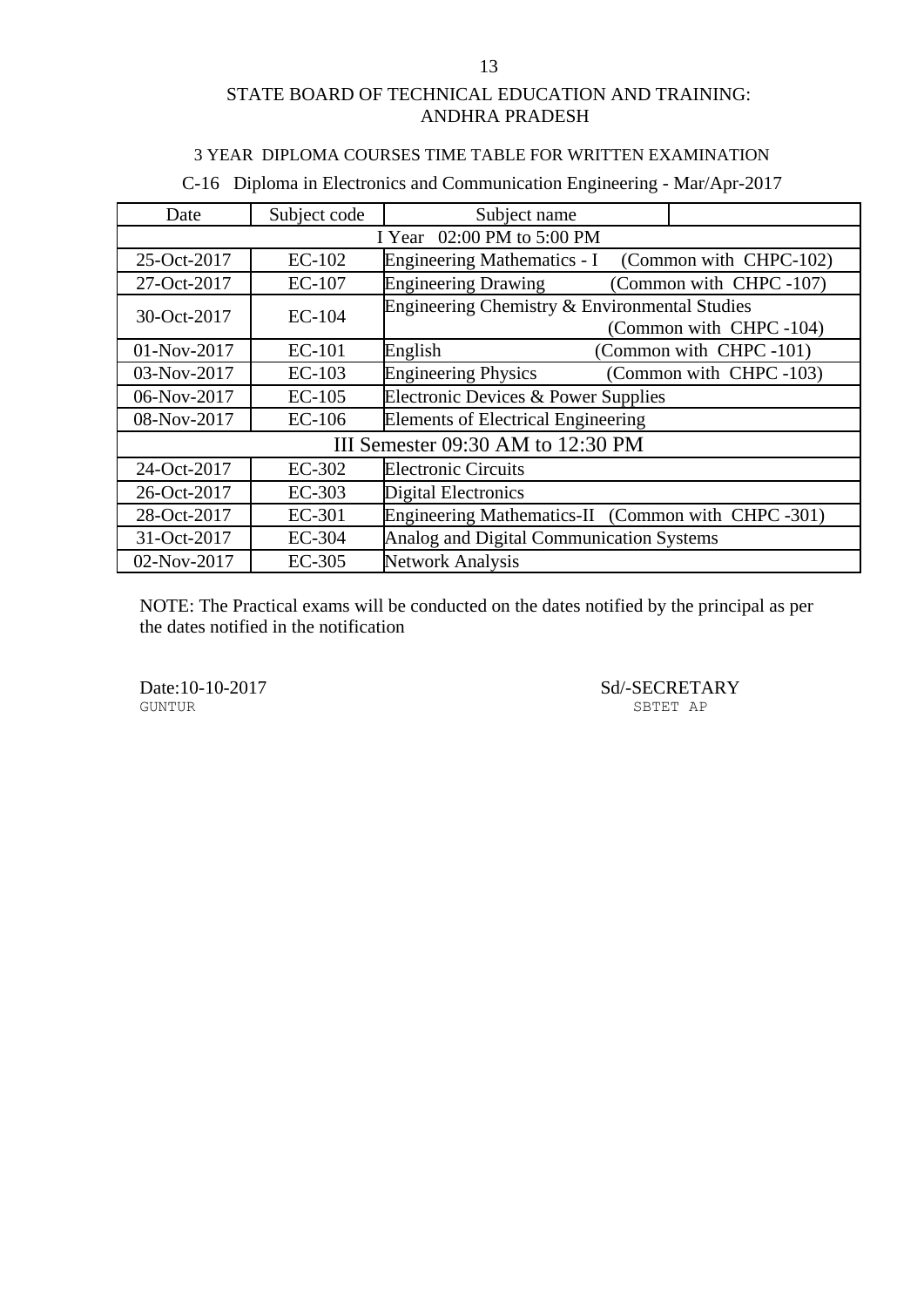STATE BOARD OF TECHNICAL EDUCATION AND TRAINING: ANDHRA PRADESH

3 YEAR DIPLOMA COURSES TIME TABLE FOR WRITTEN EXAMINATION

C-16 Diploma in Electronics and Communication Engineering - Mar/Apr-2017

| Date | Subject code | Subject name | |
|---|---|---|---|
| I Year 02:00 PM to 5:00 PM | | | |
| 25-Oct-2017 | EC-102 | Engineering Mathematics - I | (Common with CHPC-102) |
| 27-Oct-2017 | EC-107 | Engineering Drawing | (Common with CHPC -107) |
| 30-Oct-2017 | EC-104 | Engineering Chemistry & Environmental Studies | (Common with CHPC -104) |
| 01-Nov-2017 | EC-101 | English | (Common with CHPC -101) |
| 03-Nov-2017 | EC-103 | Engineering Physics | (Common with CHPC -103) |
| 06-Nov-2017 | EC-105 | Electronic Devices & Power Supplies | |
| 08-Nov-2017 | EC-106 | Elements of Electrical Engineering | |
| III Semester 09:30 AM to 12:30 PM | | | |
| 24-Oct-2017 | EC-302 | Electronic Circuits | |
| 26-Oct-2017 | EC-303 | Digital Electronics | |
| 28-Oct-2017 | EC-301 | Engineering Mathematics-II | (Common with CHPC -301) |
| 31-Oct-2017 | EC-304 | Analog and Digital Communication Systems | |
| 02-Nov-2017 | EC-305 | Network Analysis | |

NOTE: The Practical exams will be conducted on the dates notified by the principal as per the dates notified in the notification

Date:10-10-2017
GUNTUR

Sd/-SECRETARY
SBTET AP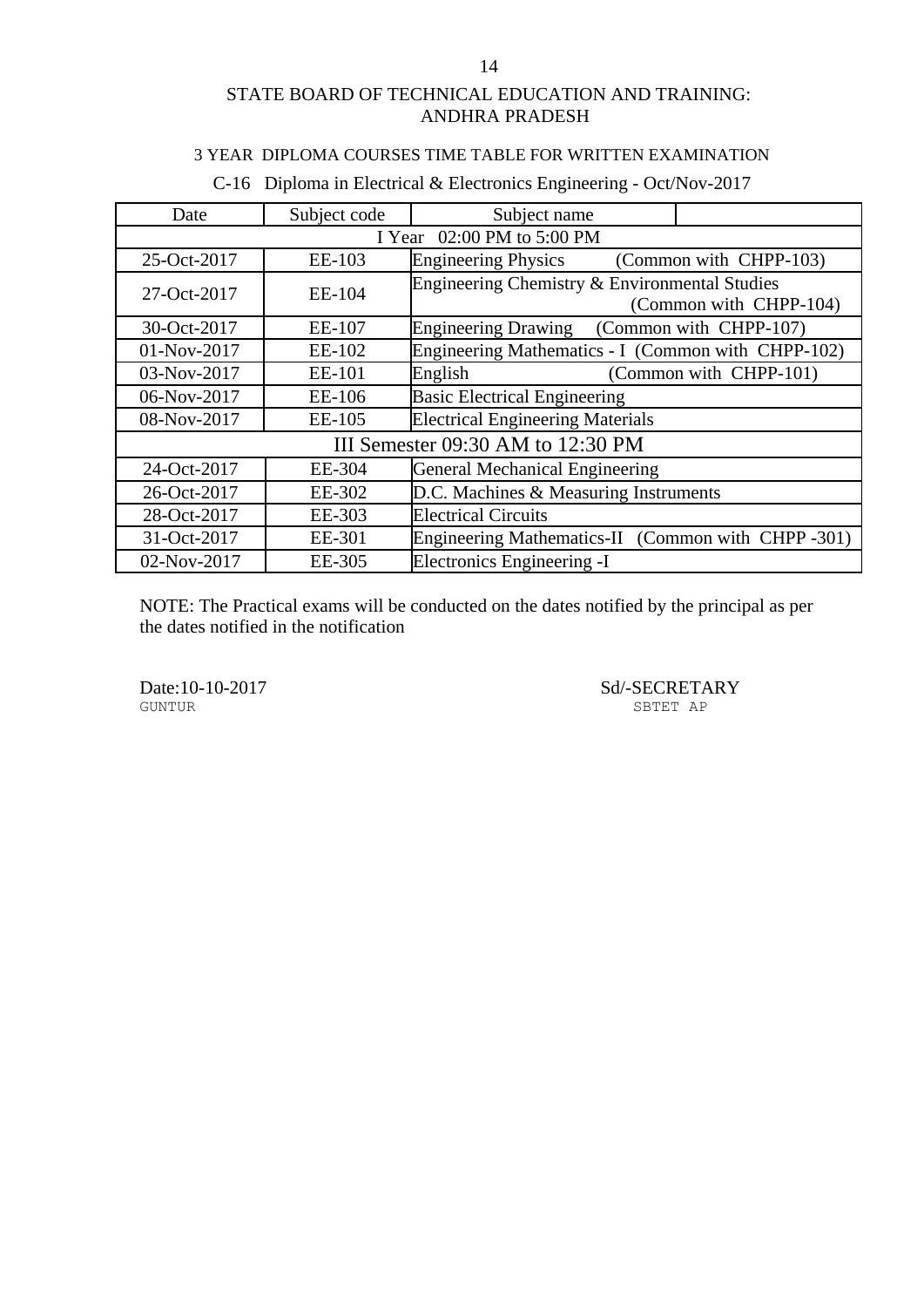# STATE BOARD OF TECHNICAL EDUCATION AND TRAINING: ANDHRA PRADESH

## 3 YEAR DIPLOMA COURSES TIME TABLE FOR WRITTEN EXAMINATION

### C-16 Diploma in Electrical & Electronics Engineering - Oct/Nov-2017

| Date | Subject code | Subject name | |
|---|---|---|---|
| I Year 02:00 PM to 5:00 PM | | | |
| 25-Oct-2017 | EE-103 | Engineering Physics (Common with CHPP-103) | |
| 27-Oct-2017 | EE-104 | Engineering Chemistry & Environmental Studies (Common with CHPP-104) | |
| 30-Oct-2017 | EE-107 | Engineering Drawing (Common with CHPP-107) | |
| 01-Nov-2017 | EE-102 | Engineering Mathematics - I (Common with CHPP-102) | |
| 03-Nov-2017 | EE-101 | English (Common with CHPP-101) | |
| 06-Nov-2017 | EE-106 | Basic Electrical Engineering | |
| 08-Nov-2017 | EE-105 | Electrical Engineering Materials | |
| III Semester 09:30 AM to 12:30 PM | | | |
| 24-Oct-2017 | EE-304 | General Mechanical Engineering | |
| 26-Oct-2017 | EE-302 | D.C. Machines & Measuring Instruments | |
| 28-Oct-2017 | EE-303 | Electrical Circuits | |
| 31-Oct-2017 | EE-301 | Engineering Mathematics-II (Common with CHPP -301) | |
| 02-Nov-2017 | EE-305 | Electronics Engineering -I | |

NOTE: The Practical exams will be conducted on the dates notified by the principal as per the dates notified in the notification

Date:10-10-2017
GUNTUR

Sd/-SECRETARY
SBTET AP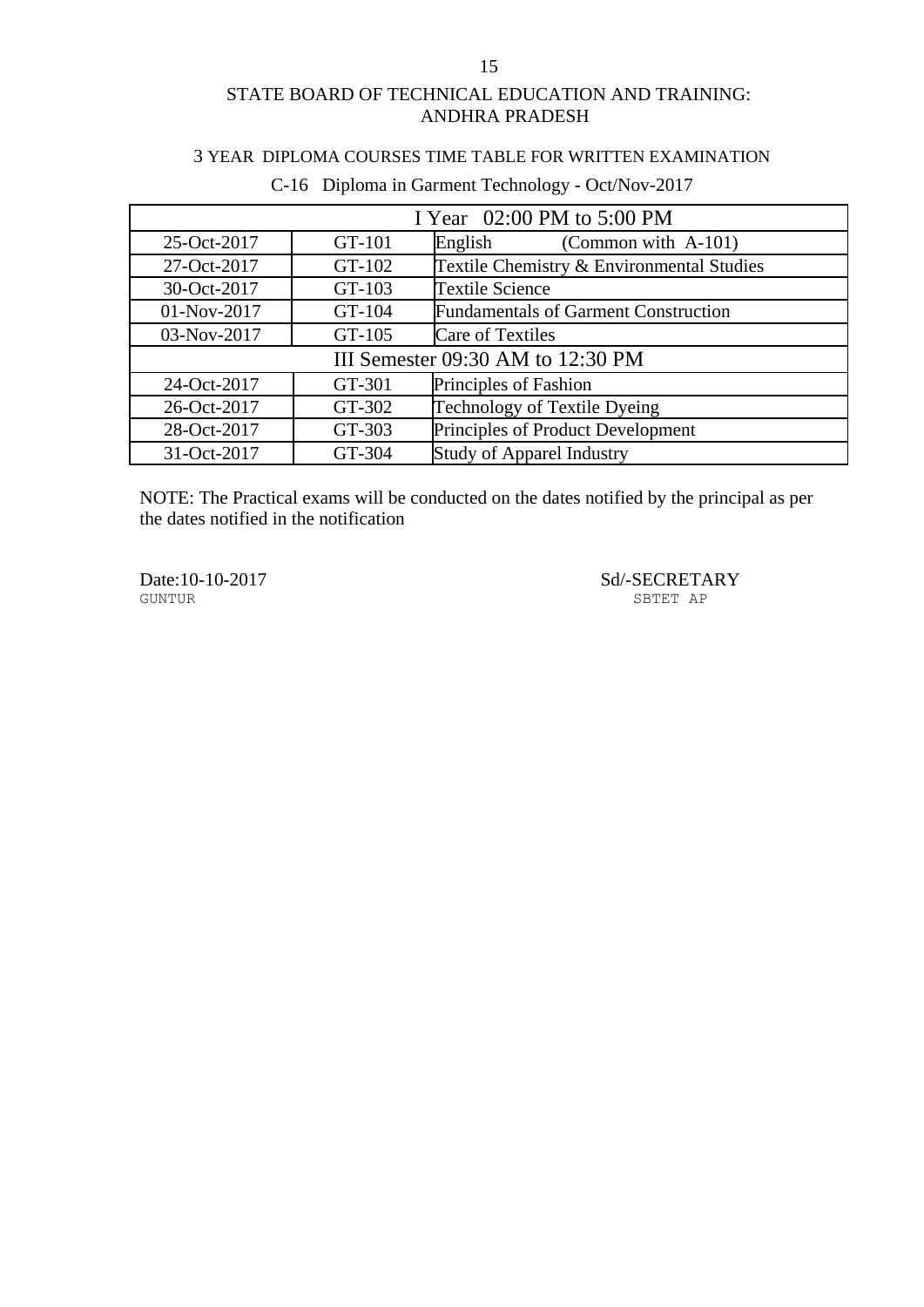STATE BOARD OF TECHNICAL EDUCATION AND TRAINING: ANDHRA PRADESH

3 YEAR DIPLOMA COURSES TIME TABLE FOR WRITTEN EXAMINATION

C-16 Diploma in Garment Technology - Oct/Nov-2017

| I Year 02:00 PM to 5:00 PM | | |
|---|---|---|
| 25-Oct-2017 | GT-101 | English (Common with A-101) |
| 27-Oct-2017 | GT-102 | Textile Chemistry & Environmental Studies |
| 30-Oct-2017 | GT-103 | Textile Science |
| 01-Nov-2017 | GT-104 | Fundamentals of Garment Construction |
| 03-Nov-2017 | GT-105 | Care of Textiles |
| III Semester 09:30 AM to 12:30 PM | | |
| 24-Oct-2017 | GT-301 | Principles of Fashion |
| 26-Oct-2017 | GT-302 | Technology of Textile Dyeing |
| 28-Oct-2017 | GT-303 | Principles of Product Development |
| 31-Oct-2017 | GT-304 | Study of Apparel Industry |

NOTE: The Practical exams will be conducted on the dates notified by the principal as per the dates notified in the notification

Date:10-10-2017
GUNTUR

Sd/-SECRETARY
SBTET AP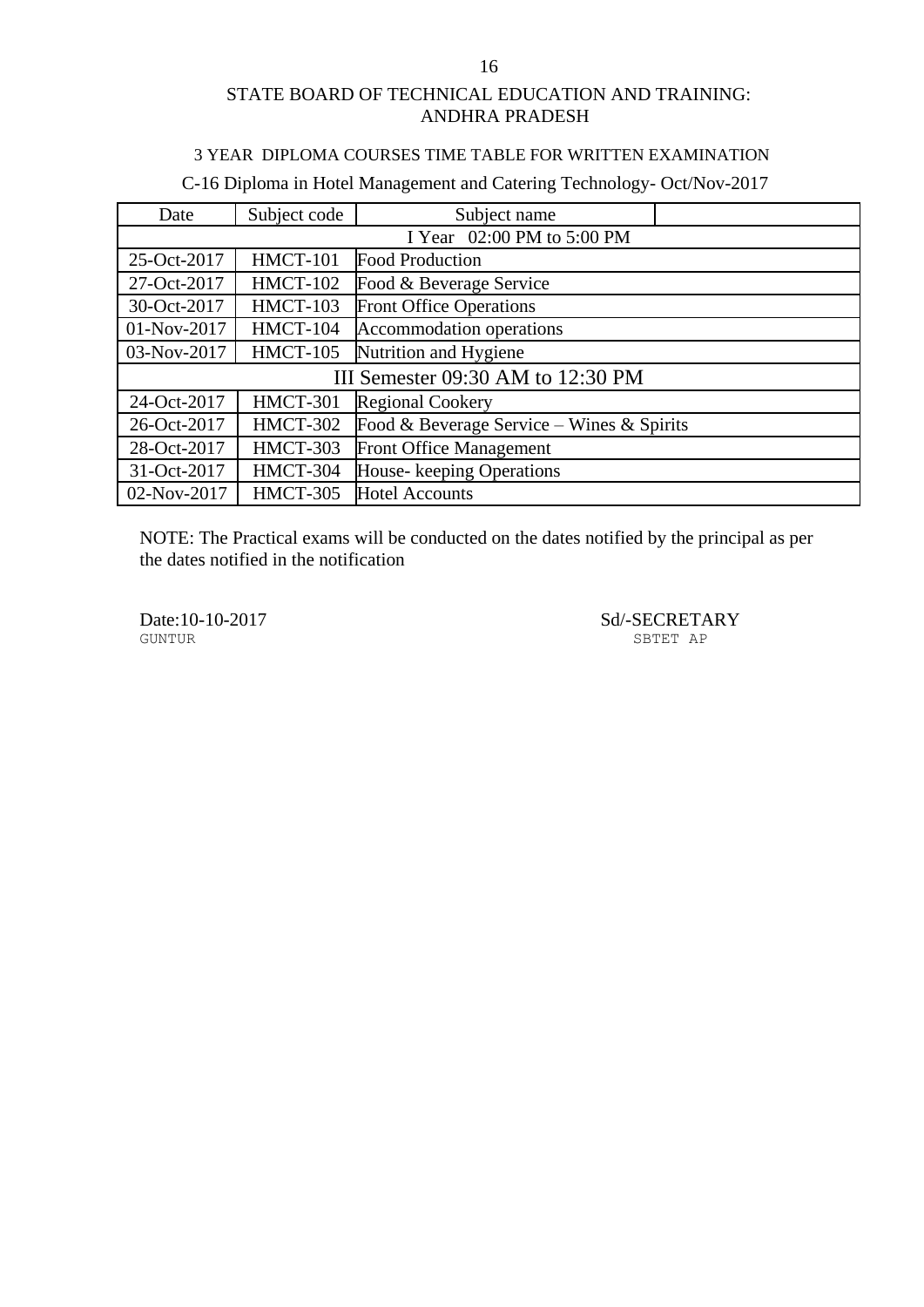# STATE BOARD OF TECHNICAL EDUCATION AND TRAINING: ANDHRA PRADESH

## 3 YEAR DIPLOMA COURSES TIME TABLE FOR WRITTEN EXAMINATION

### C-16 Diploma in Hotel Management and Catering Technology- Oct/Nov-2017

| Date | Subject code | Subject name | |
|---|---|---|---|
| I Year 02:00 PM to 5:00 PM | | | |
| 25-Oct-2017 | HMCT-101 | Food Production | |
| 27-Oct-2017 | HMCT-102 | Food & Beverage Service | |
| 30-Oct-2017 | HMCT-103 | Front Office Operations | |
| 01-Nov-2017 | HMCT-104 | Accommodation operations | |
| 03-Nov-2017 | HMCT-105 | Nutrition and Hygiene | |
| III Semester 09:30 AM to 12:30 PM | | | |
| 24-Oct-2017 | HMCT-301 | Regional Cookery | |
| 26-Oct-2017 | HMCT-302 | Food & Beverage Service – Wines & Spirits | |
| 28-Oct-2017 | HMCT-303 | Front Office Management | |
| 31-Oct-2017 | HMCT-304 | House- keeping Operations | |
| 02-Nov-2017 | HMCT-305 | Hotel Accounts | |

NOTE: The Practical exams will be conducted on the dates notified by the principal as per the dates notified in the notification

Date:10-10-2017
GUNTUR

Sd/-SECRETARY
SBTET AP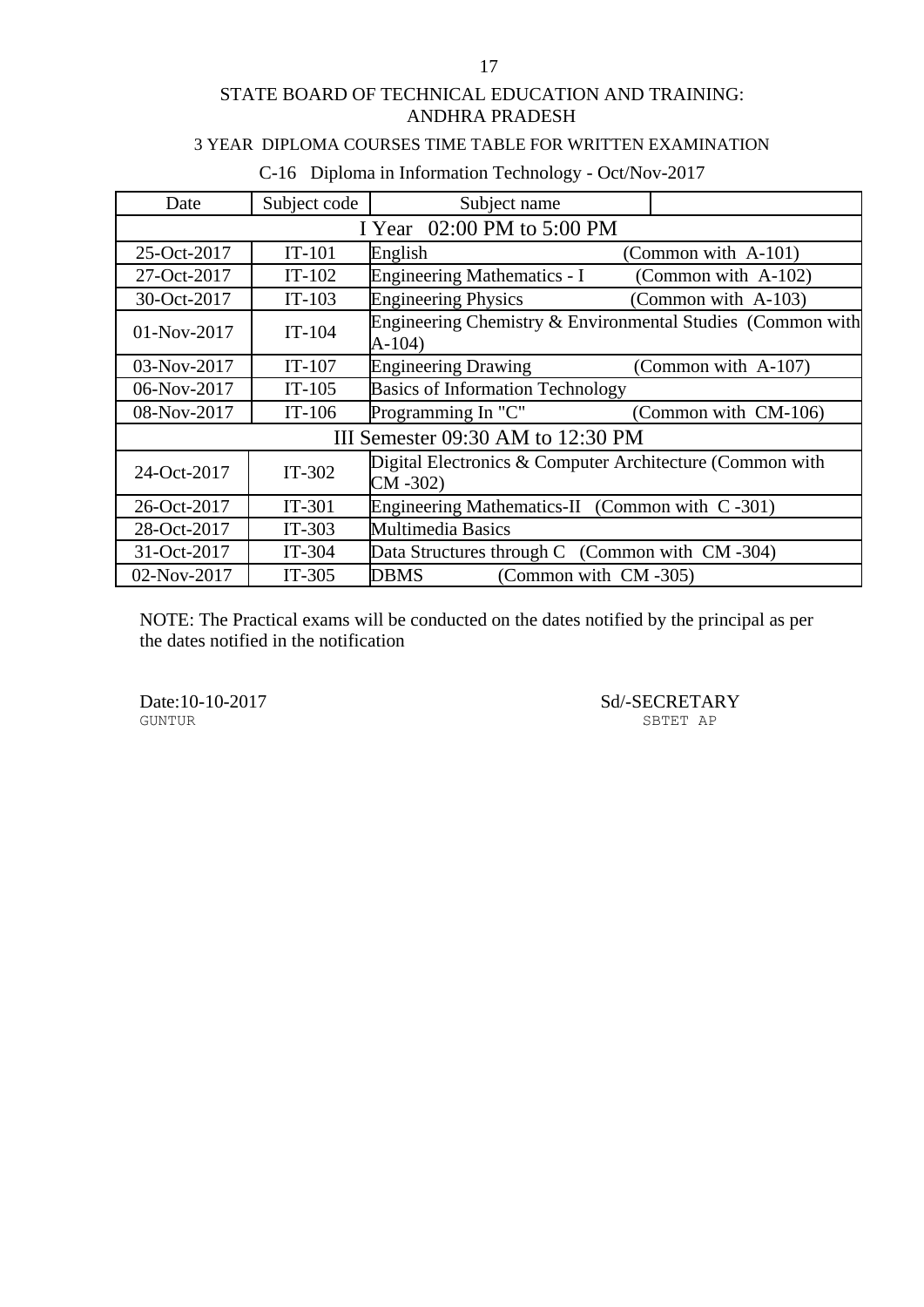STATE BOARD OF TECHNICAL EDUCATION AND TRAINING: ANDHRA PRADESH

3 YEAR DIPLOMA COURSES TIME TABLE FOR WRITTEN EXAMINATION

C-16 Diploma in Information Technology - Oct/Nov-2017

| Date | Subject code | Subject name | |
|---|---|---|---|
| I Year 02:00 PM to 5:00 PM | | | |
| 25-Oct-2017 | IT-101 | English | (Common with A-101) |
| 27-Oct-2017 | IT-102 | Engineering Mathematics - I | (Common with A-102) |
| 30-Oct-2017 | IT-103 | Engineering Physics | (Common with A-103) |
| 01-Nov-2017 | IT-104 | Engineering Chemistry & Environmental Studies (Common with A-104) | |
| 03-Nov-2017 | IT-107 | Engineering Drawing | (Common with A-107) |
| 06-Nov-2017 | IT-105 | Basics of Information Technology | |
| 08-Nov-2017 | IT-106 | Programming In "C" | (Common with CM-106) |
| III Semester 09:30 AM to 12:30 PM | | | |
| 24-Oct-2017 | IT-302 | Digital Electronics & Computer Architecture (Common with CM -302) | |
| 26-Oct-2017 | IT-301 | Engineering Mathematics-II (Common with C -301) | |
| 28-Oct-2017 | IT-303 | Multimedia Basics | |
| 31-Oct-2017 | IT-304 | Data Structures through C (Common with CM -304) | |
| 02-Nov-2017 | IT-305 | DBMS (Common with CM -305) | |

NOTE: The Practical exams will be conducted on the dates notified by the principal as per the dates notified in the notification

Date:10-10-2017
GUNTUR

Sd/-SECRETARY
SBTET AP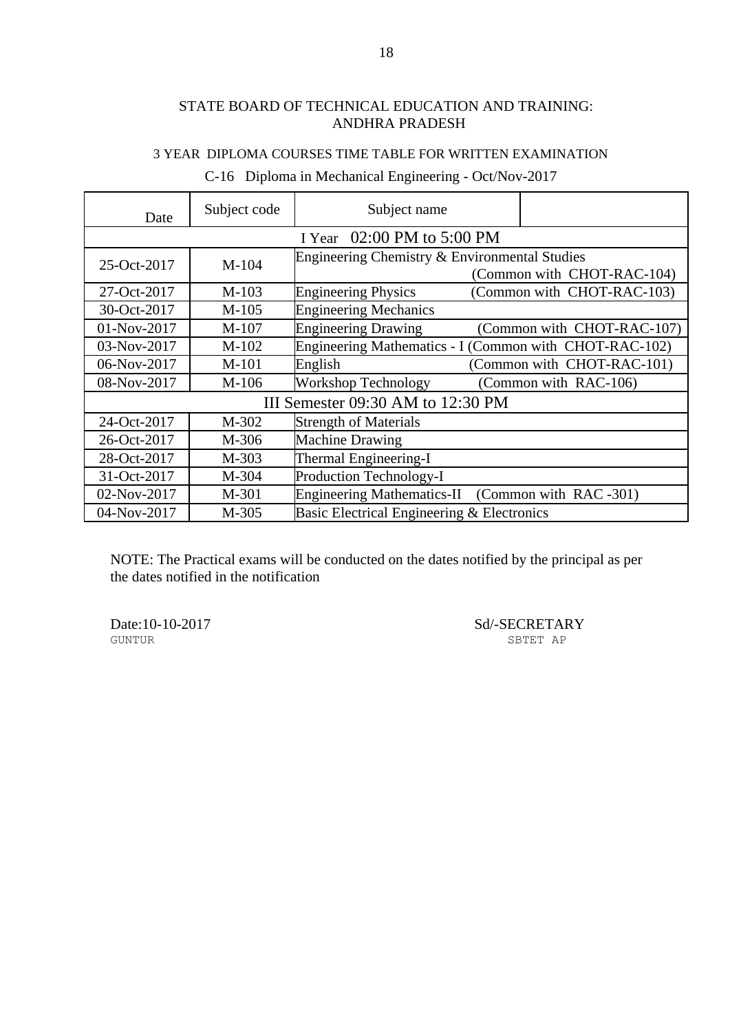STATE BOARD OF TECHNICAL EDUCATION AND TRAINING: ANDHRA PRADESH

3 YEAR DIPLOMA COURSES TIME TABLE FOR WRITTEN EXAMINATION

C-16 Diploma in Mechanical Engineering - Oct/Nov-2017

| Date | Subject code | Subject name | |
|---|---|---|---|
| I Year 02:00 PM to 5:00 PM | | | |
| 25-Oct-2017 | M-104 | Engineering Chemistry & Environmental Studies | (Common with CHOT-RAC-104) |
| 27-Oct-2017 | M-103 | Engineering Physics | (Common with CHOT-RAC-103) |
| 30-Oct-2017 | M-105 | Engineering Mechanics | |
| 01-Nov-2017 | M-107 | Engineering Drawing | (Common with CHOT-RAC-107) |
| 03-Nov-2017 | M-102 | Engineering Mathematics - I | (Common with CHOT-RAC-102) |
| 06-Nov-2017 | M-101 | English | (Common with CHOT-RAC-101) |
| 08-Nov-2017 | M-106 | Workshop Technology | (Common with RAC-106) |
| III Semester 09:30 AM to 12:30 PM | | | |
| 24-Oct-2017 | M-302 | Strength of Materials | |
| 26-Oct-2017 | M-306 | Machine Drawing | |
| 28-Oct-2017 | M-303 | Thermal Engineering-I | |
| 31-Oct-2017 | M-304 | Production Technology-I | |
| 02-Nov-2017 | M-301 | Engineering Mathematics-II | (Common with RAC -301) |
| 04-Nov-2017 | M-305 | Basic Electrical Engineering & Electronics | |

NOTE: The Practical exams will be conducted on the dates notified by the principal as per the dates notified in the notification

Date:10-10-2017
GUNTUR

Sd/-SECRETARY
SBTET AP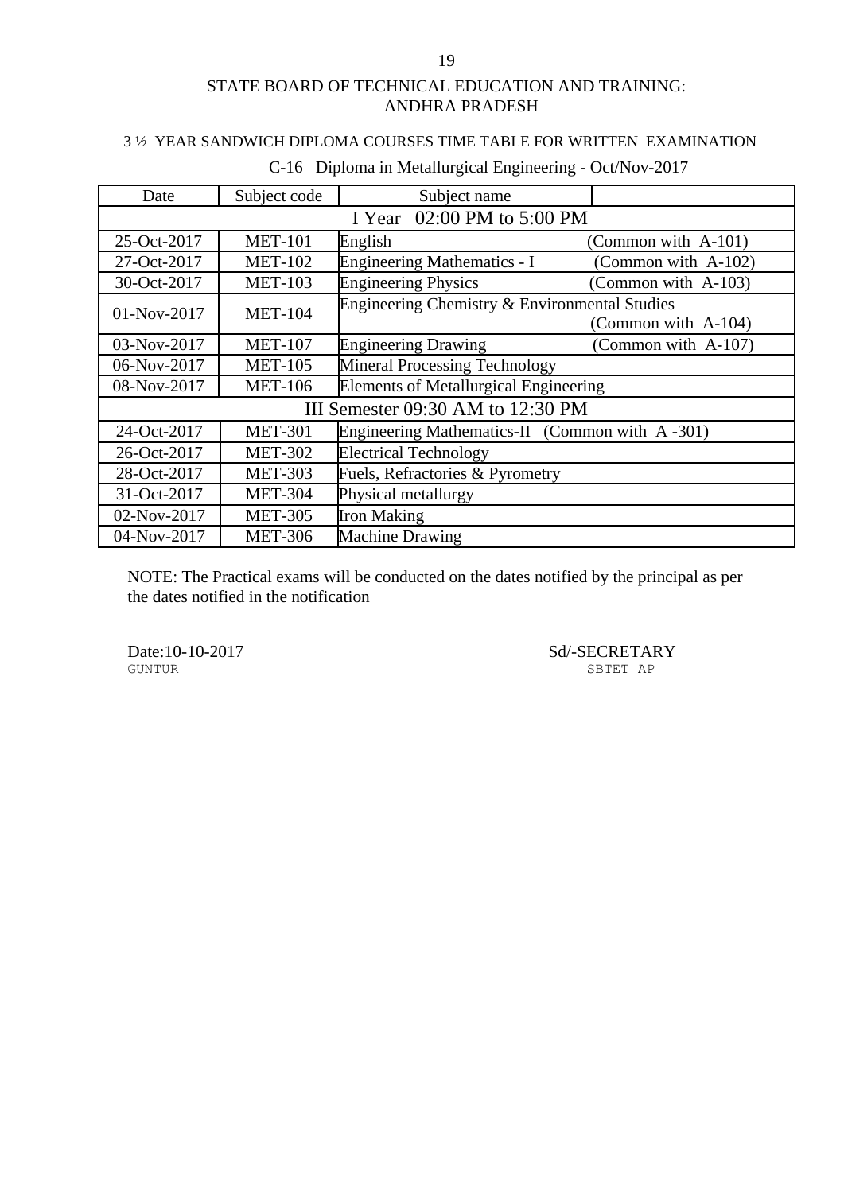STATE BOARD OF TECHNICAL EDUCATION AND TRAINING:
ANDHRA PRADESH

3 ½ YEAR SANDWICH DIPLOMA COURSES TIME TABLE FOR WRITTEN EXAMINATION

C-16 Diploma in Metallurgical Engineering - Oct/Nov-2017

| Date | Subject code | Subject name | |
|---|---|---|---|
| I Year 02:00 PM to 5:00 PM | | | |
| 25-Oct-2017 | MET-101 | English | (Common with A-101) |
| 27-Oct-2017 | MET-102 | Engineering Mathematics - I | (Common with A-102) |
| 30-Oct-2017 | MET-103 | Engineering Physics | (Common with A-103) |
| 01-Nov-2017 | MET-104 | Engineering Chemistry & Environmental Studies | (Common with A-104) |
| 03-Nov-2017 | MET-107 | Engineering Drawing | (Common with A-107) |
| 06-Nov-2017 | MET-105 | Mineral Processing Technology | |
| 08-Nov-2017 | MET-106 | Elements of Metallurgical Engineering | |
| III Semester 09:30 AM to 12:30 PM | | | |
| 24-Oct-2017 | MET-301 | Engineering Mathematics-II (Common with A -301) | |
| 26-Oct-2017 | MET-302 | Electrical Technology | |
| 28-Oct-2017 | MET-303 | Fuels, Refractories & Pyrometry | |
| 31-Oct-2017 | MET-304 | Physical metallurgy | |
| 02-Nov-2017 | MET-305 | Iron Making | |
| 04-Nov-2017 | MET-306 | Machine Drawing | |

NOTE: The Practical exams will be conducted on the dates notified by the principal as per the dates notified in the notification

Date:10-10-2017
GUNTUR

Sd/-SECRETARY
SBTET AP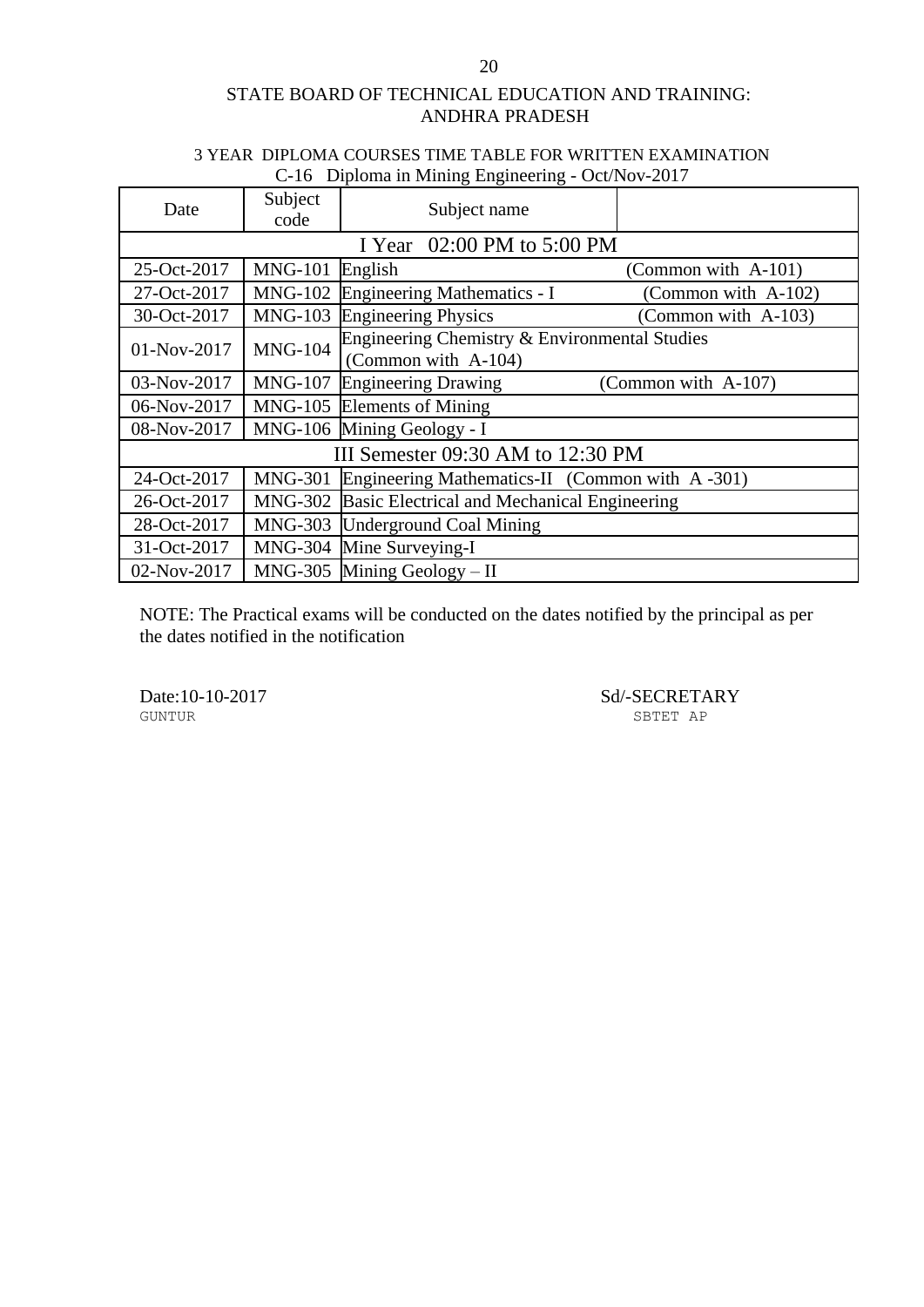STATE BOARD OF TECHNICAL EDUCATION AND TRAINING: ANDHRA PRADESH

3 YEAR DIPLOMA COURSES TIME TABLE FOR WRITTEN EXAMINATION
C-16 Diploma in Mining Engineering - Oct/Nov-2017

| Date | Subject code | Subject name | |
|---|---|---|---|
| I Year 02:00 PM to 5:00 PM | | | |
| 25-Oct-2017 | MNG-101 | English | (Common with A-101) |
| 27-Oct-2017 | MNG-102 | Engineering Mathematics - I | (Common with A-102) |
| 30-Oct-2017 | MNG-103 | Engineering Physics | (Common with A-103) |
| 01-Nov-2017 | MNG-104 | Engineering Chemistry & Environmental Studies (Common with A-104) | |
| 03-Nov-2017 | MNG-107 | Engineering Drawing | (Common with A-107) |
| 06-Nov-2017 | MNG-105 | Elements of Mining | |
| 08-Nov-2017 | MNG-106 | Mining Geology - I | |
| III Semester 09:30 AM to 12:30 PM | | | |
| 24-Oct-2017 | MNG-301 | Engineering Mathematics-II (Common with A -301) | |
| 26-Oct-2017 | MNG-302 | Basic Electrical and Mechanical Engineering | |
| 28-Oct-2017 | MNG-303 | Underground Coal Mining | |
| 31-Oct-2017 | MNG-304 | Mine Surveying-I | |
| 02-Nov-2017 | MNG-305 | Mining Geology – II | |

NOTE: The Practical exams will be conducted on the dates notified by the principal as per the dates notified in the notification

Date:10-10-2017
GUNTUR

Sd/-SECRETARY
SBTET AP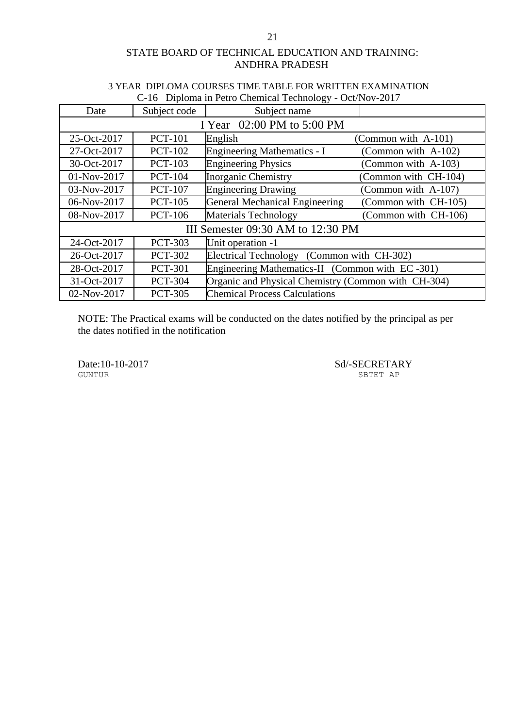## STATE BOARD OF TECHNICAL EDUCATION AND TRAINING: ANDHRA PRADESH

### 3 YEAR DIPLOMA COURSES TIME TABLE FOR WRITTEN EXAMINATION
### C-16 Diploma in Petro Chemical Technology - Oct/Nov-2017

| Date | Subject code | Subject name | |
|---|---|---|---|
| I Year 02:00 PM to 5:00 PM | | | |
| 25-Oct-2017 | PCT-101 | English | (Common with A-101) |
| 27-Oct-2017 | PCT-102 | Engineering Mathematics - I | (Common with A-102) |
| 30-Oct-2017 | PCT-103 | Engineering Physics | (Common with A-103) |
| 01-Nov-2017 | PCT-104 | Inorganic Chemistry | (Common with CH-104) |
| 03-Nov-2017 | PCT-107 | Engineering Drawing | (Common with A-107) |
| 06-Nov-2017 | PCT-105 | General Mechanical Engineering | (Common with CH-105) |
| 08-Nov-2017 | PCT-106 | Materials Technology | (Common with CH-106) |
| III Semester 09:30 AM to 12:30 PM | | | |
| 24-Oct-2017 | PCT-303 | Unit operation -1 | |
| 26-Oct-2017 | PCT-302 | Electrical Technology (Common with CH-302) | |
| 28-Oct-2017 | PCT-301 | Engineering Mathematics-II (Common with EC -301) | |
| 31-Oct-2017 | PCT-304 | Organic and Physical Chemistry (Common with CH-304) | |
| 02-Nov-2017 | PCT-305 | Chemical Process Calculations | |

NOTE: The Practical exams will be conducted on the dates notified by the principal as per the dates notified in the notification

Date:10-10-2017
GUNTUR

Sd/-SECRETARY
SBTET AP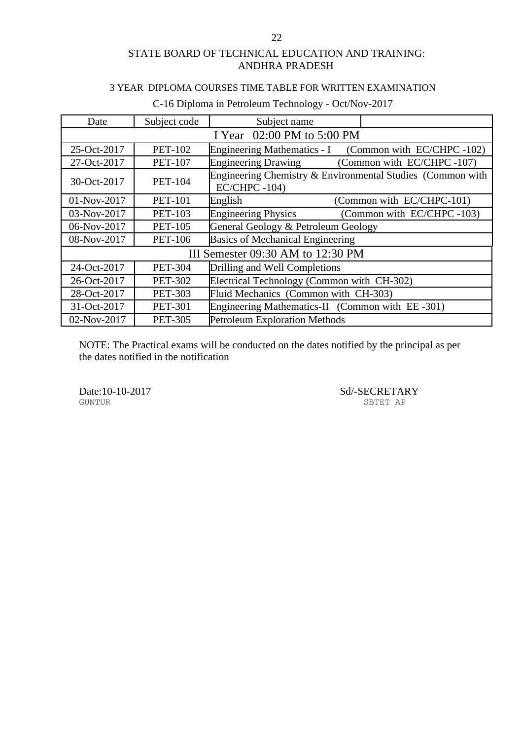STATE BOARD OF TECHNICAL EDUCATION AND TRAINING: ANDHRA PRADESH

3 YEAR DIPLOMA COURSES TIME TABLE FOR WRITTEN EXAMINATION

C-16 Diploma in Petroleum Technology - Oct/Nov-2017

| Date | Subject code | Subject name |
|---|---|---|
| I Year 02:00 PM to 5:00 PM | | |
| 25-Oct-2017 | PET-102 | Engineering Mathematics - I (Common with EC/CHPC -102) |
| 27-Oct-2017 | PET-107 | Engineering Drawing (Common with EC/CHPC -107) |
| 30-Oct-2017 | PET-104 | Engineering Chemistry & Environmental Studies (Common with EC/CHPC -104) |
| 01-Nov-2017 | PET-101 | English (Common with EC/CHPC-101) |
| 03-Nov-2017 | PET-103 | Engineering Physics (Common with EC/CHPC -103) |
| 06-Nov-2017 | PET-105 | General Geology & Petroleum Geology |
| 08-Nov-2017 | PET-106 | Basics of Mechanical Engineering |
| III Semester 09:30 AM to 12:30 PM | | |
| 24-Oct-2017 | PET-304 | Drilling and Well Completions |
| 26-Oct-2017 | PET-302 | Electrical Technology (Common with CH-302) |
| 28-Oct-2017 | PET-303 | Fluid Mechanics (Common with CH-303) |
| 31-Oct-2017 | PET-301 | Engineering Mathematics-II (Common with EE -301) |
| 02-Nov-2017 | PET-305 | Petroleum Exploration Methods |

NOTE: The Practical exams will be conducted on the dates notified by the principal as per the dates notified in the notification

Date:10-10-2017
GUNTUR

Sd/-SECRETARY
SBTET AP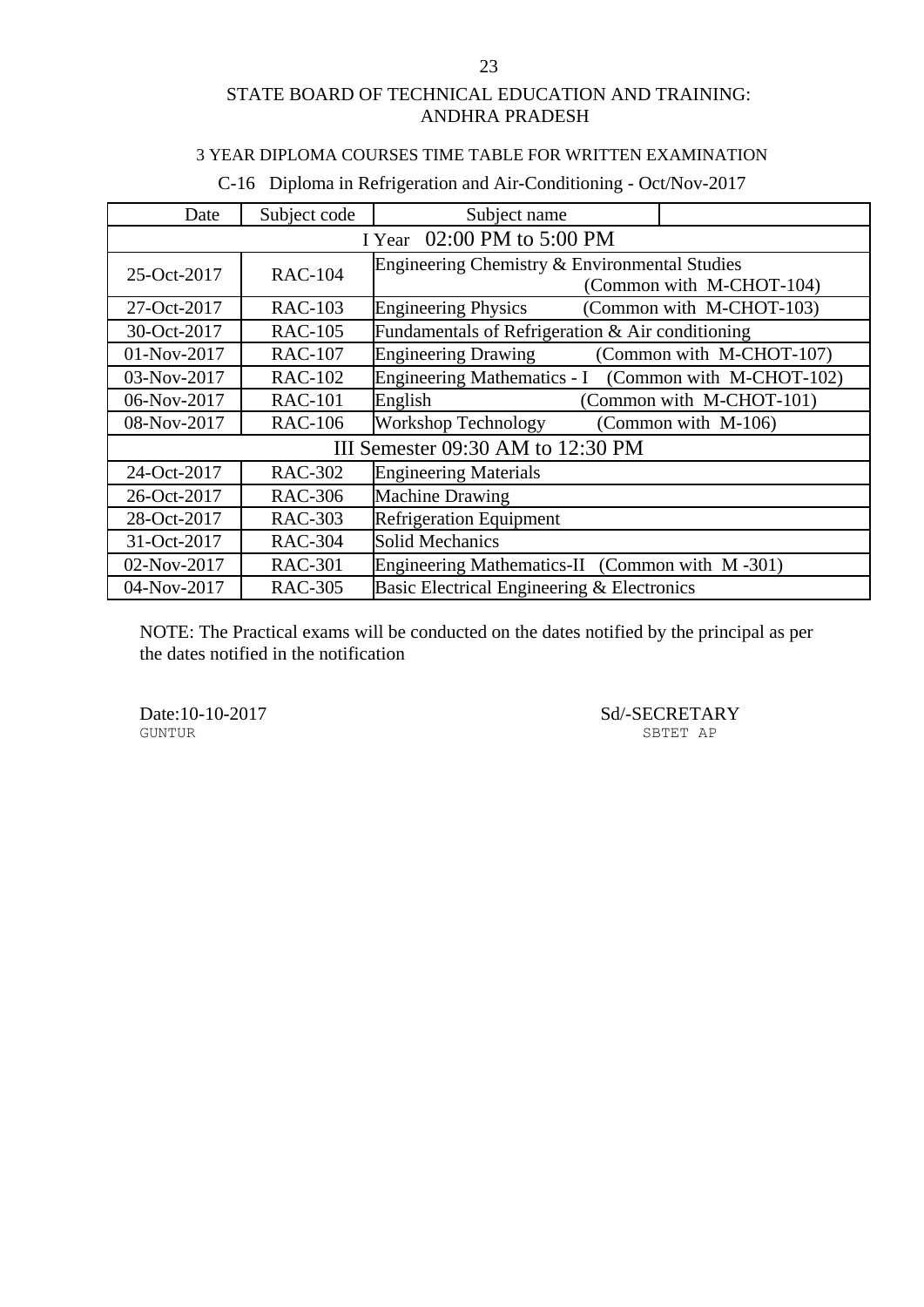STATE BOARD OF TECHNICAL EDUCATION AND TRAINING: ANDHRA PRADESH

3 YEAR DIPLOMA COURSES TIME TABLE FOR WRITTEN EXAMINATION

C-16 Diploma in Refrigeration and Air-Conditioning - Oct/Nov-2017

| Date | Subject code | Subject name | |
|---|---|---|---|
| I Year 02:00 PM to 5:00 PM | | | |
| 25-Oct-2017 | RAC-104 | Engineering Chemistry & Environmental Studies | (Common with M-CHOT-104) |
| 27-Oct-2017 | RAC-103 | Engineering Physics | (Common with M-CHOT-103) |
| 30-Oct-2017 | RAC-105 | Fundamentals of Refrigeration & Air conditioning | |
| 01-Nov-2017 | RAC-107 | Engineering Drawing | (Common with M-CHOT-107) |
| 03-Nov-2017 | RAC-102 | Engineering Mathematics - I | (Common with M-CHOT-102) |
| 06-Nov-2017 | RAC-101 | English | (Common with M-CHOT-101) |
| 08-Nov-2017 | RAC-106 | Workshop Technology | (Common with M-106) |
| III Semester 09:30 AM to 12:30 PM | | | |
| 24-Oct-2017 | RAC-302 | Engineering Materials | |
| 26-Oct-2017 | RAC-306 | Machine Drawing | |
| 28-Oct-2017 | RAC-303 | Refrigeration Equipment | |
| 31-Oct-2017 | RAC-304 | Solid Mechanics | |
| 02-Nov-2017 | RAC-301 | Engineering Mathematics-II | (Common with M -301) |
| 04-Nov-2017 | RAC-305 | Basic Electrical Engineering & Electronics | |

NOTE: The Practical exams will be conducted on the dates notified by the principal as per the dates notified in the notification

Date:10-10-2017
GUNTUR

Sd/-SECRETARY
SBTET AP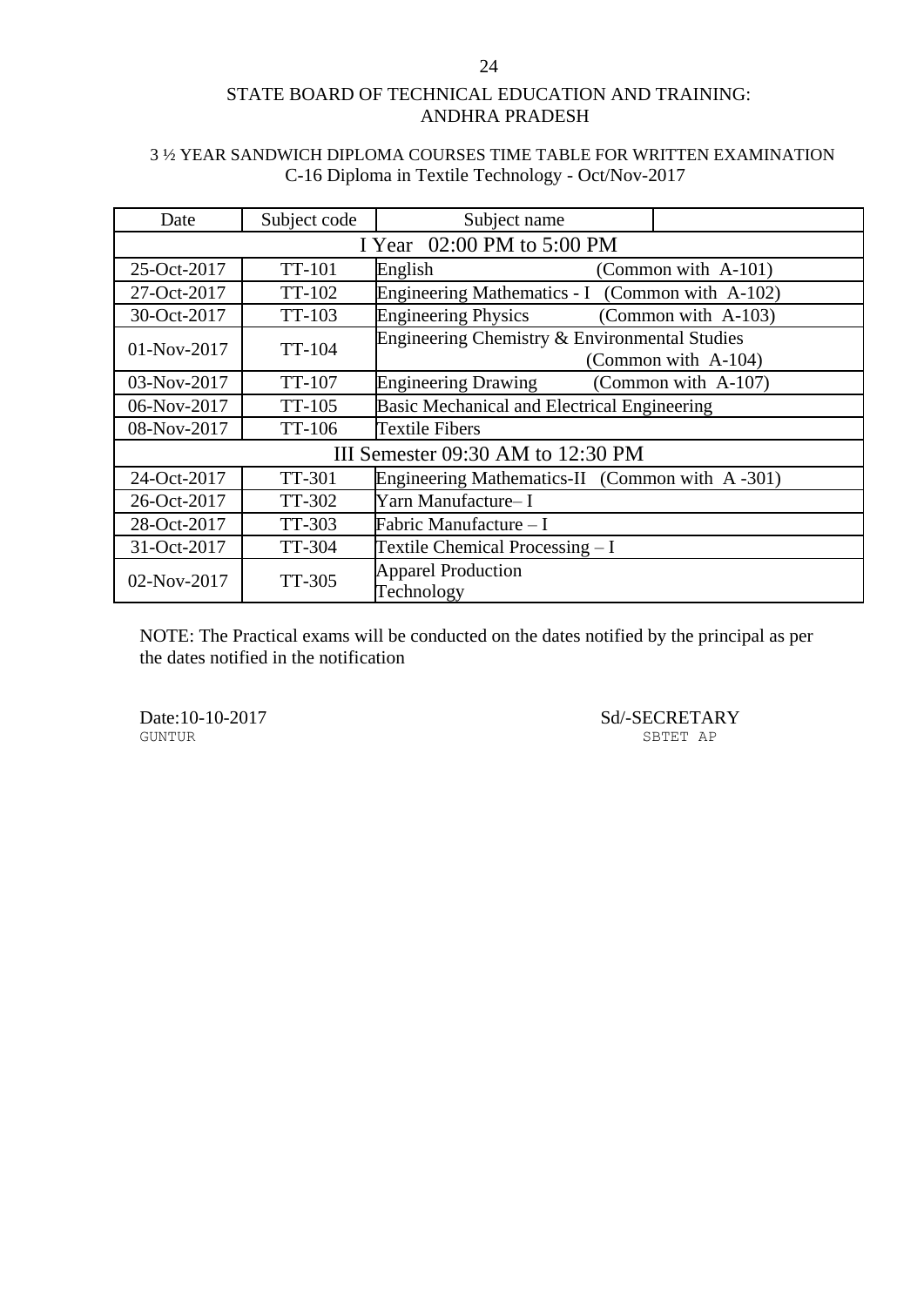STATE BOARD OF TECHNICAL EDUCATION AND TRAINING:
ANDHRA PRADESH

3 ½ YEAR SANDWICH DIPLOMA COURSES TIME TABLE FOR WRITTEN EXAMINATION
C-16 Diploma in Textile Technology - Oct/Nov-2017

| Date | Subject code | Subject name | |
|---|---|---|---|
| I Year 02:00 PM to 5:00 PM | | | |
| 25-Oct-2017 | TT-101 | English (Common with A-101) | |
| 27-Oct-2017 | TT-102 | Engineering Mathematics - I (Common with A-102) | |
| 30-Oct-2017 | TT-103 | Engineering Physics (Common with A-103) | |
| 01-Nov-2017 | TT-104 | Engineering Chemistry & Environmental Studies (Common with A-104) | |
| 03-Nov-2017 | TT-107 | Engineering Drawing (Common with A-107) | |
| 06-Nov-2017 | TT-105 | Basic Mechanical and Electrical Engineering | |
| 08-Nov-2017 | TT-106 | Textile Fibers | |
| III Semester 09:30 AM to 12:30 PM | | | |
| 24-Oct-2017 | TT-301 | Engineering Mathematics-II (Common with A -301) | |
| 26-Oct-2017 | TT-302 | Yarn Manufacture– I | |
| 28-Oct-2017 | TT-303 | Fabric Manufacture – I | |
| 31-Oct-2017 | TT-304 | Textile Chemical Processing – I | |
| 02-Nov-2017 | TT-305 | Apparel Production Technology | |

NOTE: The Practical exams will be conducted on the dates notified by the principal as per the dates notified in the notification

Date:10-10-2017
GUNTUR

Sd/-SECRETARY
SBTET AP